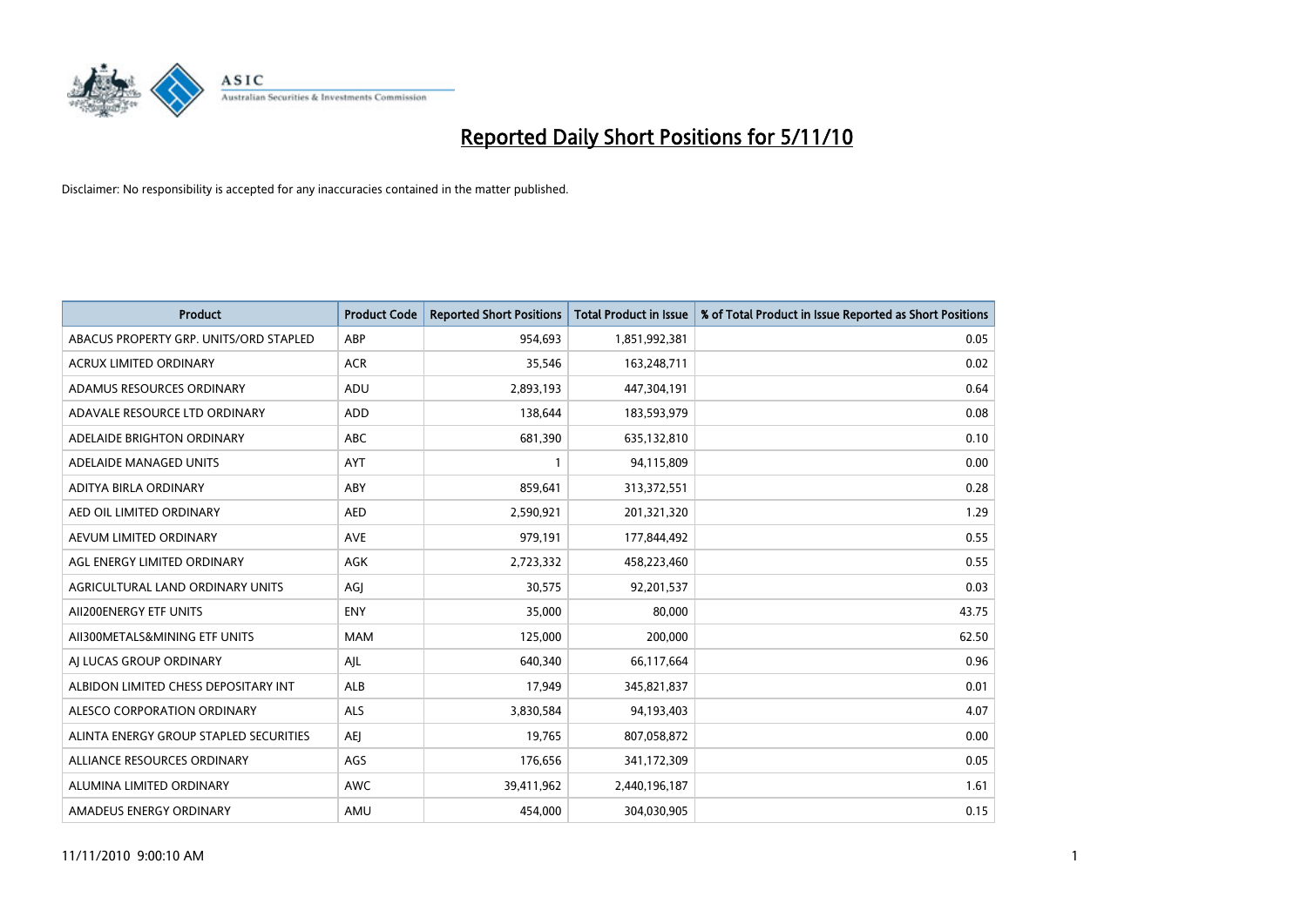# Reported Daily Short Positions for 5/11/10

Disclaimer: No responsibility is accepted for any inaccuracies contained in the matter published.

| Product | Product Code | Reported Short Positions | Total Product in Issue | % of Total Product in Issue Reported as Short Positions |
|---|---|---|---|---|
| ABACUS PROPERTY GRP. UNITS/ORD STAPLED | ABP | 954,693 | 1,851,992,381 | 0.05 |
| ACRUX LIMITED ORDINARY | ACR | 35,546 | 163,248,711 | 0.02 |
| ADAMUS RESOURCES ORDINARY | ADU | 2,893,193 | 447,304,191 | 0.64 |
| ADAVALE RESOURCE LTD ORDINARY | ADD | 138,644 | 183,593,979 | 0.08 |
| ADELAIDE BRIGHTON ORDINARY | ABC | 681,390 | 635,132,810 | 0.10 |
| ADELAIDE MANAGED UNITS | AYT | 1 | 94,115,809 | 0.00 |
| ADITYA BIRLA ORDINARY | ABY | 859,641 | 313,372,551 | 0.28 |
| AED OIL LIMITED ORDINARY | AED | 2,590,921 | 201,321,320 | 1.29 |
| AEVUM LIMITED ORDINARY | AVE | 979,191 | 177,844,492 | 0.55 |
| AGL ENERGY LIMITED ORDINARY | AGK | 2,723,332 | 458,223,460 | 0.55 |
| AGRICULTURAL LAND ORDINARY UNITS | AGJ | 30,575 | 92,201,537 | 0.03 |
| AII200ENERGY ETF UNITS | ENY | 35,000 | 80,000 | 43.75 |
| AII300METALS&MINING ETF UNITS | MAM | 125,000 | 200,000 | 62.50 |
| AJ LUCAS GROUP ORDINARY | AJL | 640,340 | 66,117,664 | 0.96 |
| ALBIDON LIMITED CHESS DEPOSITARY INT | ALB | 17,949 | 345,821,837 | 0.01 |
| ALESCO CORPORATION ORDINARY | ALS | 3,830,584 | 94,193,403 | 4.07 |
| ALINTA ENERGY GROUP STAPLED SECURITIES | AEJ | 19,765 | 807,058,872 | 0.00 |
| ALLIANCE RESOURCES ORDINARY | AGS | 176,656 | 341,172,309 | 0.05 |
| ALUMINA LIMITED ORDINARY | AWC | 39,411,962 | 2,440,196,187 | 1.61 |
| AMADEUS ENERGY ORDINARY | AMU | 454,000 | 304,030,905 | 0.15 |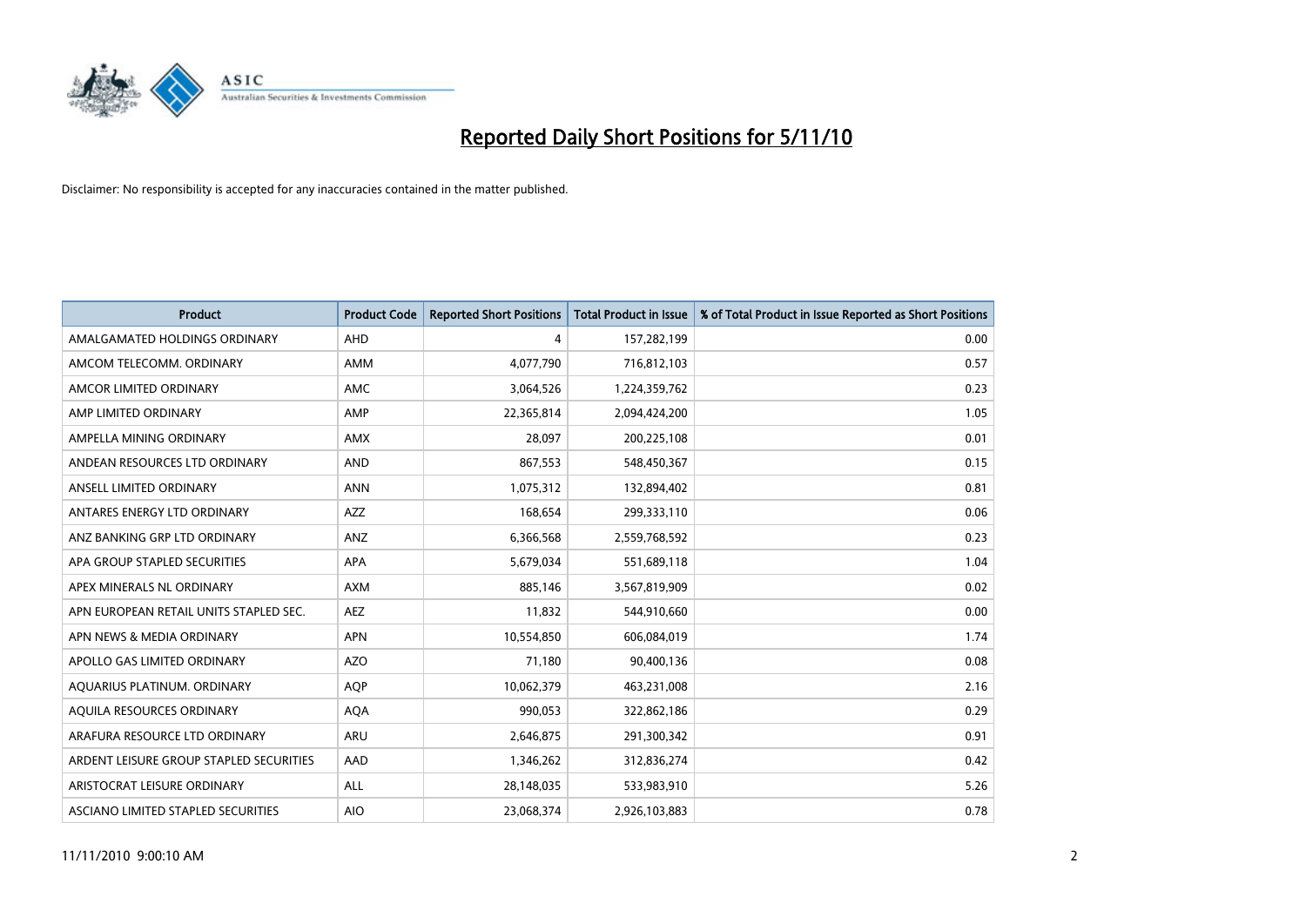# Reported Daily Short Positions for 5/11/10

Disclaimer: No responsibility is accepted for any inaccuracies contained in the matter published.

| Product | Product Code | Reported Short Positions | Total Product in Issue | % of Total Product in Issue Reported as Short Positions |
|---|---|---|---|---|
| AMALGAMATED HOLDINGS ORDINARY | AHD | 4 | 157,282,199 | 0.00 |
| AMCOM TELECOMM. ORDINARY | AMM | 4,077,790 | 716,812,103 | 0.57 |
| AMCOR LIMITED ORDINARY | AMC | 3,064,526 | 1,224,359,762 | 0.23 |
| AMP LIMITED ORDINARY | AMP | 22,365,814 | 2,094,424,200 | 1.05 |
| AMPELLA MINING ORDINARY | AMX | 28,097 | 200,225,108 | 0.01 |
| ANDEAN RESOURCES LTD ORDINARY | AND | 867,553 | 548,450,367 | 0.15 |
| ANSELL LIMITED ORDINARY | ANN | 1,075,312 | 132,894,402 | 0.81 |
| ANTARES ENERGY LTD ORDINARY | AZZ | 168,654 | 299,333,110 | 0.06 |
| ANZ BANKING GRP LTD ORDINARY | ANZ | 6,366,568 | 2,559,768,592 | 0.23 |
| APA GROUP STAPLED SECURITIES | APA | 5,679,034 | 551,689,118 | 1.04 |
| APEX MINERALS NL ORDINARY | AXM | 885,146 | 3,567,819,909 | 0.02 |
| APN EUROPEAN RETAIL UNITS STAPLED SEC. | AEZ | 11,832 | 544,910,660 | 0.00 |
| APN NEWS & MEDIA ORDINARY | APN | 10,554,850 | 606,084,019 | 1.74 |
| APOLLO GAS LIMITED ORDINARY | AZO | 71,180 | 90,400,136 | 0.08 |
| AQUARIUS PLATINUM. ORDINARY | AQP | 10,062,379 | 463,231,008 | 2.16 |
| AQUILA RESOURCES ORDINARY | AQA | 990,053 | 322,862,186 | 0.29 |
| ARAFURA RESOURCE LTD ORDINARY | ARU | 2,646,875 | 291,300,342 | 0.91 |
| ARDENT LEISURE GROUP STAPLED SECURITIES | AAD | 1,346,262 | 312,836,274 | 0.42 |
| ARISTOCRAT LEISURE ORDINARY | ALL | 28,148,035 | 533,983,910 | 5.26 |
| ASCIANO LIMITED STAPLED SECURITIES | AIO | 23,068,374 | 2,926,103,883 | 0.78 |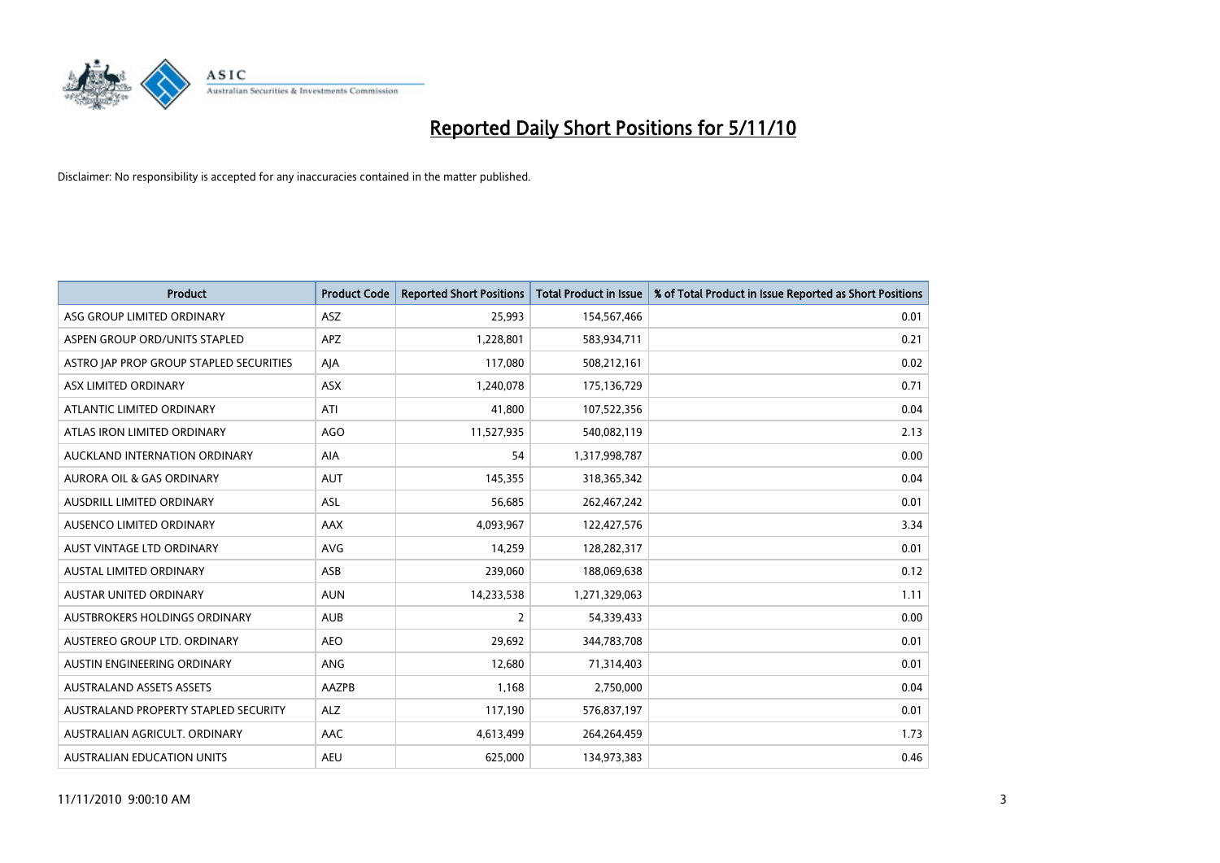# Reported Daily Short Positions for 5/11/10

Disclaimer: No responsibility is accepted for any inaccuracies contained in the matter published.

| Product | Product Code | Reported Short Positions | Total Product in Issue | % of Total Product in Issue Reported as Short Positions |
|---|---|---|---|---|
| ASG GROUP LIMITED ORDINARY | ASZ | 25,993 | 154,567,466 | 0.01 |
| ASPEN GROUP ORD/UNITS STAPLED | APZ | 1,228,801 | 583,934,711 | 0.21 |
| ASTRO JAP PROP GROUP STAPLED SECURITIES | AJA | 117,080 | 508,212,161 | 0.02 |
| ASX LIMITED ORDINARY | ASX | 1,240,078 | 175,136,729 | 0.71 |
| ATLANTIC LIMITED ORDINARY | ATI | 41,800 | 107,522,356 | 0.04 |
| ATLAS IRON LIMITED ORDINARY | AGO | 11,527,935 | 540,082,119 | 2.13 |
| AUCKLAND INTERNATION ORDINARY | AIA | 54 | 1,317,998,787 | 0.00 |
| AURORA OIL & GAS ORDINARY | AUT | 145,355 | 318,365,342 | 0.04 |
| AUSDRILL LIMITED ORDINARY | ASL | 56,685 | 262,467,242 | 0.01 |
| AUSENCO LIMITED ORDINARY | AAX | 4,093,967 | 122,427,576 | 3.34 |
| AUST VINTAGE LTD ORDINARY | AVG | 14,259 | 128,282,317 | 0.01 |
| AUSTAL LIMITED ORDINARY | ASB | 239,060 | 188,069,638 | 0.12 |
| AUSTAR UNITED ORDINARY | AUN | 14,233,538 | 1,271,329,063 | 1.11 |
| AUSTBROKERS HOLDINGS ORDINARY | AUB | 2 | 54,339,433 | 0.00 |
| AUSTEREO GROUP LTD. ORDINARY | AEO | 29,692 | 344,783,708 | 0.01 |
| AUSTIN ENGINEERING ORDINARY | ANG | 12,680 | 71,314,403 | 0.01 |
| AUSTRALAND ASSETS ASSETS | AAZPB | 1,168 | 2,750,000 | 0.04 |
| AUSTRALAND PROPERTY STAPLED SECURITY | ALZ | 117,190 | 576,837,197 | 0.01 |
| AUSTRALIAN AGRICULT. ORDINARY | AAC | 4,613,499 | 264,264,459 | 1.73 |
| AUSTRALIAN EDUCATION UNITS | AEU | 625,000 | 134,973,383 | 0.46 |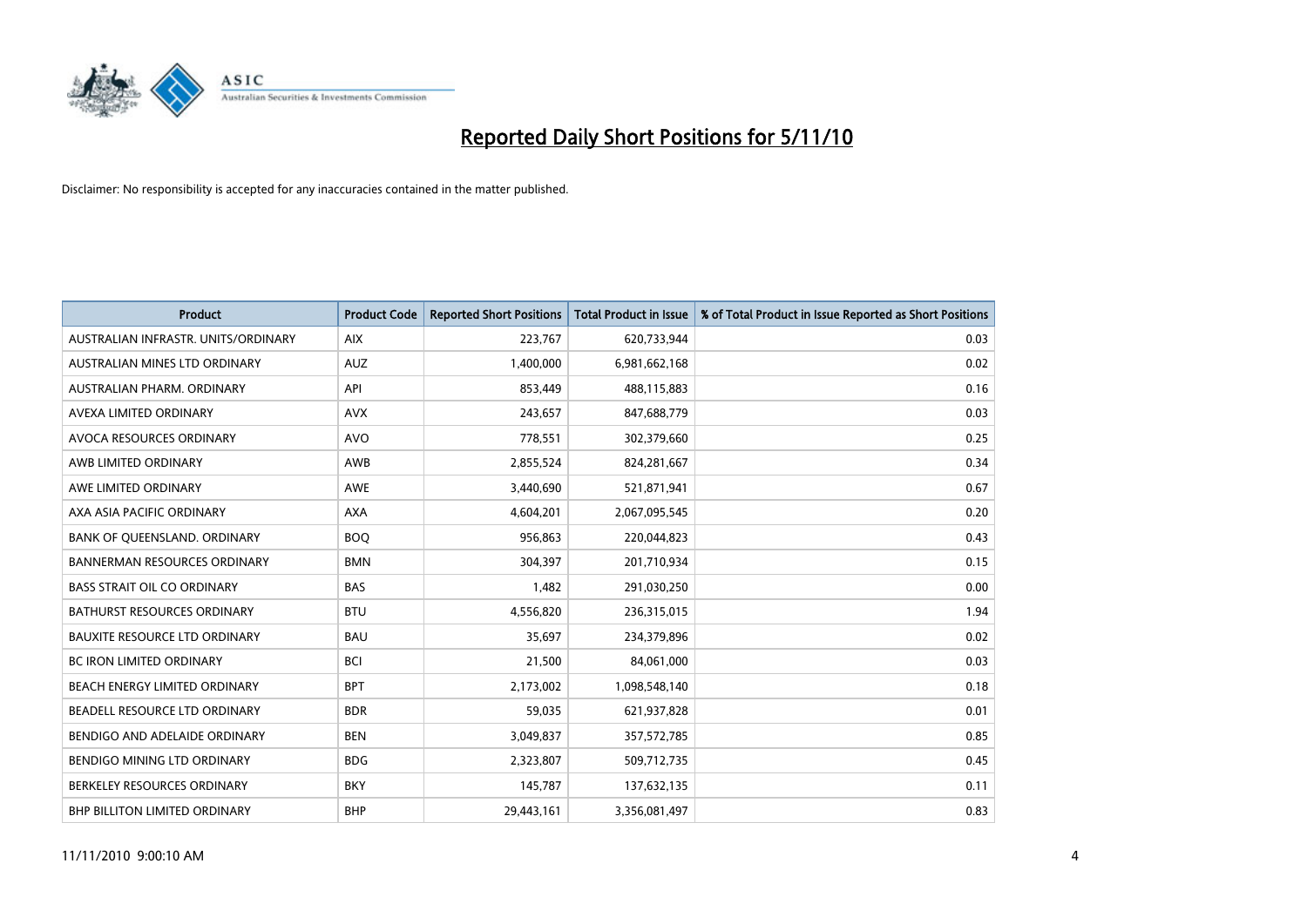# Reported Daily Short Positions for 5/11/10

Disclaimer: No responsibility is accepted for any inaccuracies contained in the matter published.

| Product | Product Code | Reported Short Positions | Total Product in Issue | % of Total Product in Issue Reported as Short Positions |
|---|---|---|---|---|
| AUSTRALIAN INFRASTR. UNITS/ORDINARY | AIX | 223,767 | 620,733,944 | 0.03 |
| AUSTRALIAN MINES LTD ORDINARY | AUZ | 1,400,000 | 6,981,662,168 | 0.02 |
| AUSTRALIAN PHARM. ORDINARY | API | 853,449 | 488,115,883 | 0.16 |
| AVEXA LIMITED ORDINARY | AVX | 243,657 | 847,688,779 | 0.03 |
| AVOCA RESOURCES ORDINARY | AVO | 778,551 | 302,379,660 | 0.25 |
| AWB LIMITED ORDINARY | AWB | 2,855,524 | 824,281,667 | 0.34 |
| AWE LIMITED ORDINARY | AWE | 3,440,690 | 521,871,941 | 0.67 |
| AXA ASIA PACIFIC ORDINARY | AXA | 4,604,201 | 2,067,095,545 | 0.20 |
| BANK OF QUEENSLAND. ORDINARY | BOQ | 956,863 | 220,044,823 | 0.43 |
| BANNERMAN RESOURCES ORDINARY | BMN | 304,397 | 201,710,934 | 0.15 |
| BASS STRAIT OIL CO ORDINARY | BAS | 1,482 | 291,030,250 | 0.00 |
| BATHURST RESOURCES ORDINARY | BTU | 4,556,820 | 236,315,015 | 1.94 |
| BAUXITE RESOURCE LTD ORDINARY | BAU | 35,697 | 234,379,896 | 0.02 |
| BC IRON LIMITED ORDINARY | BCI | 21,500 | 84,061,000 | 0.03 |
| BEACH ENERGY LIMITED ORDINARY | BPT | 2,173,002 | 1,098,548,140 | 0.18 |
| BEADELL RESOURCE LTD ORDINARY | BDR | 59,035 | 621,937,828 | 0.01 |
| BENDIGO AND ADELAIDE ORDINARY | BEN | 3,049,837 | 357,572,785 | 0.85 |
| BENDIGO MINING LTD ORDINARY | BDG | 2,323,807 | 509,712,735 | 0.45 |
| BERKELEY RESOURCES ORDINARY | BKY | 145,787 | 137,632,135 | 0.11 |
| BHP BILLITON LIMITED ORDINARY | BHP | 29,443,161 | 3,356,081,497 | 0.83 |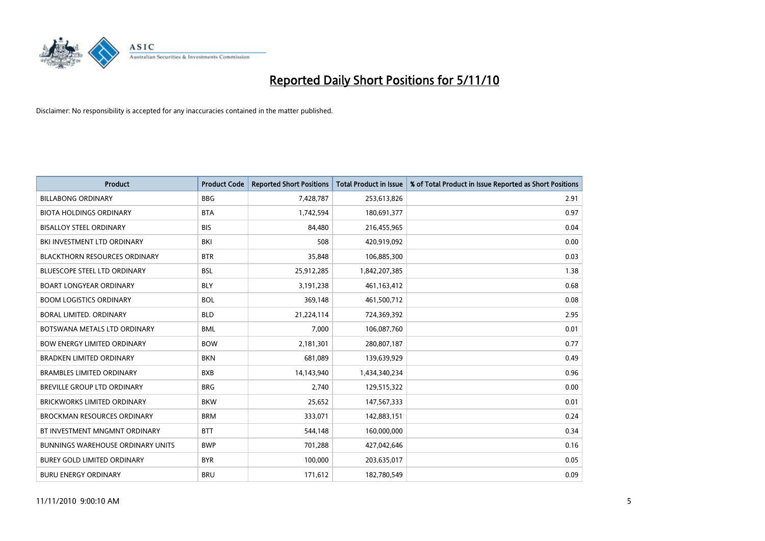# Reported Daily Short Positions for 5/11/10

Disclaimer: No responsibility is accepted for any inaccuracies contained in the matter published.

| Product | Product Code | Reported Short Positions | Total Product in Issue | % of Total Product in Issue Reported as Short Positions |
|---|---|---|---|---|
| BILLABONG ORDINARY | BBG | 7,428,787 | 253,613,826 | 2.91 |
| BIOTA HOLDINGS ORDINARY | BTA | 1,742,594 | 180,691,377 | 0.97 |
| BISALLOY STEEL ORDINARY | BIS | 84,480 | 216,455,965 | 0.04 |
| BKI INVESTMENT LTD ORDINARY | BKI | 508 | 420,919,092 | 0.00 |
| BLACKTHORN RESOURCES ORDINARY | BTR | 35,848 | 106,885,300 | 0.03 |
| BLUESCOPE STEEL LTD ORDINARY | BSL | 25,912,285 | 1,842,207,385 | 1.38 |
| BOART LONGYEAR ORDINARY | BLY | 3,191,238 | 461,163,412 | 0.68 |
| BOOM LOGISTICS ORDINARY | BOL | 369,148 | 461,500,712 | 0.08 |
| BORAL LIMITED. ORDINARY | BLD | 21,224,114 | 724,369,392 | 2.95 |
| BOTSWANA METALS LTD ORDINARY | BML | 7,000 | 106,087,760 | 0.01 |
| BOW ENERGY LIMITED ORDINARY | BOW | 2,181,301 | 280,807,187 | 0.77 |
| BRADKEN LIMITED ORDINARY | BKN | 681,089 | 139,639,929 | 0.49 |
| BRAMBLES LIMITED ORDINARY | BXB | 14,143,940 | 1,434,340,234 | 0.96 |
| BREVILLE GROUP LTD ORDINARY | BRG | 2,740 | 129,515,322 | 0.00 |
| BRICKWORKS LIMITED ORDINARY | BKW | 25,652 | 147,567,333 | 0.01 |
| BROCKMAN RESOURCES ORDINARY | BRM | 333,071 | 142,883,151 | 0.24 |
| BT INVESTMENT MNGMNT ORDINARY | BTT | 544,148 | 160,000,000 | 0.34 |
| BUNNINGS WAREHOUSE ORDINARY UNITS | BWP | 701,288 | 427,042,646 | 0.16 |
| BUREY GOLD LIMITED ORDINARY | BYR | 100,000 | 203,635,017 | 0.05 |
| BURU ENERGY ORDINARY | BRU | 171,612 | 182,780,549 | 0.09 |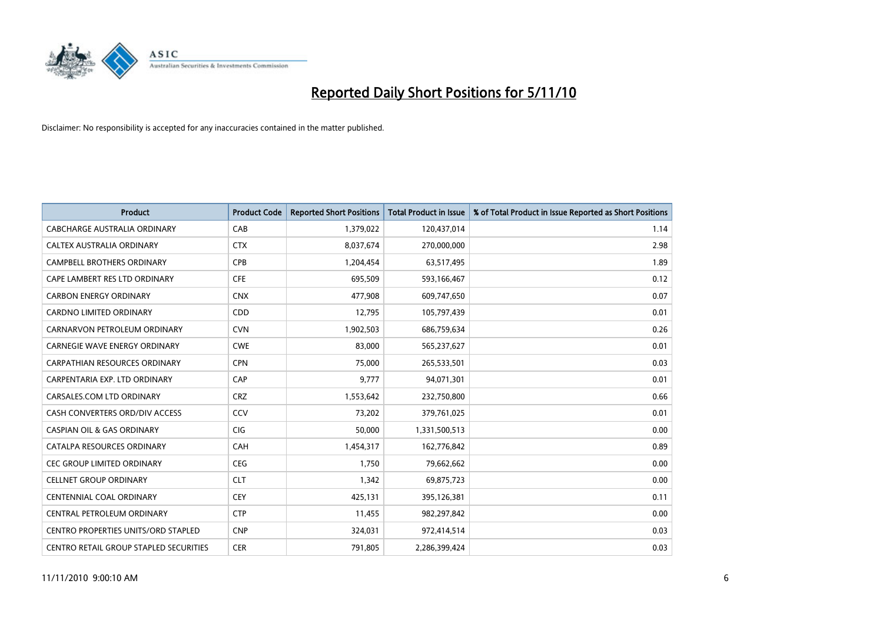# Reported Daily Short Positions for 5/11/10

Disclaimer: No responsibility is accepted for any inaccuracies contained in the matter published.

| Product | Product Code | Reported Short Positions | Total Product in Issue | % of Total Product in Issue Reported as Short Positions |
|---|---|---|---|---|
| CABCHARGE AUSTRALIA ORDINARY | CAB | 1,379,022 | 120,437,014 | 1.14 |
| CALTEX AUSTRALIA ORDINARY | CTX | 8,037,674 | 270,000,000 | 2.98 |
| CAMPBELL BROTHERS ORDINARY | CPB | 1,204,454 | 63,517,495 | 1.89 |
| CAPE LAMBERT RES LTD ORDINARY | CFE | 695,509 | 593,166,467 | 0.12 |
| CARBON ENERGY ORDINARY | CNX | 477,908 | 609,747,650 | 0.07 |
| CARDNO LIMITED ORDINARY | CDD | 12,795 | 105,797,439 | 0.01 |
| CARNARVON PETROLEUM ORDINARY | CVN | 1,902,503 | 686,759,634 | 0.26 |
| CARNEGIE WAVE ENERGY ORDINARY | CWE | 83,000 | 565,237,627 | 0.01 |
| CARPATHIAN RESOURCES ORDINARY | CPN | 75,000 | 265,533,501 | 0.03 |
| CARPENTARIA EXP. LTD ORDINARY | CAP | 9,777 | 94,071,301 | 0.01 |
| CARSALES.COM LTD ORDINARY | CRZ | 1,553,642 | 232,750,800 | 0.66 |
| CASH CONVERTERS ORD/DIV ACCESS | CCV | 73,202 | 379,761,025 | 0.01 |
| CASPIAN OIL & GAS ORDINARY | CIG | 50,000 | 1,331,500,513 | 0.00 |
| CATALPA RESOURCES ORDINARY | CAH | 1,454,317 | 162,776,842 | 0.89 |
| CEC GROUP LIMITED ORDINARY | CEG | 1,750 | 79,662,662 | 0.00 |
| CELLNET GROUP ORDINARY | CLT | 1,342 | 69,875,723 | 0.00 |
| CENTENNIAL COAL ORDINARY | CEY | 425,131 | 395,126,381 | 0.11 |
| CENTRAL PETROLEUM ORDINARY | CTP | 11,455 | 982,297,842 | 0.00 |
| CENTRO PROPERTIES UNITS/ORD STAPLED | CNP | 324,031 | 972,414,514 | 0.03 |
| CENTRO RETAIL GROUP STAPLED SECURITIES | CER | 791,805 | 2,286,399,424 | 0.03 |

11/11/2010 9:00:10 AM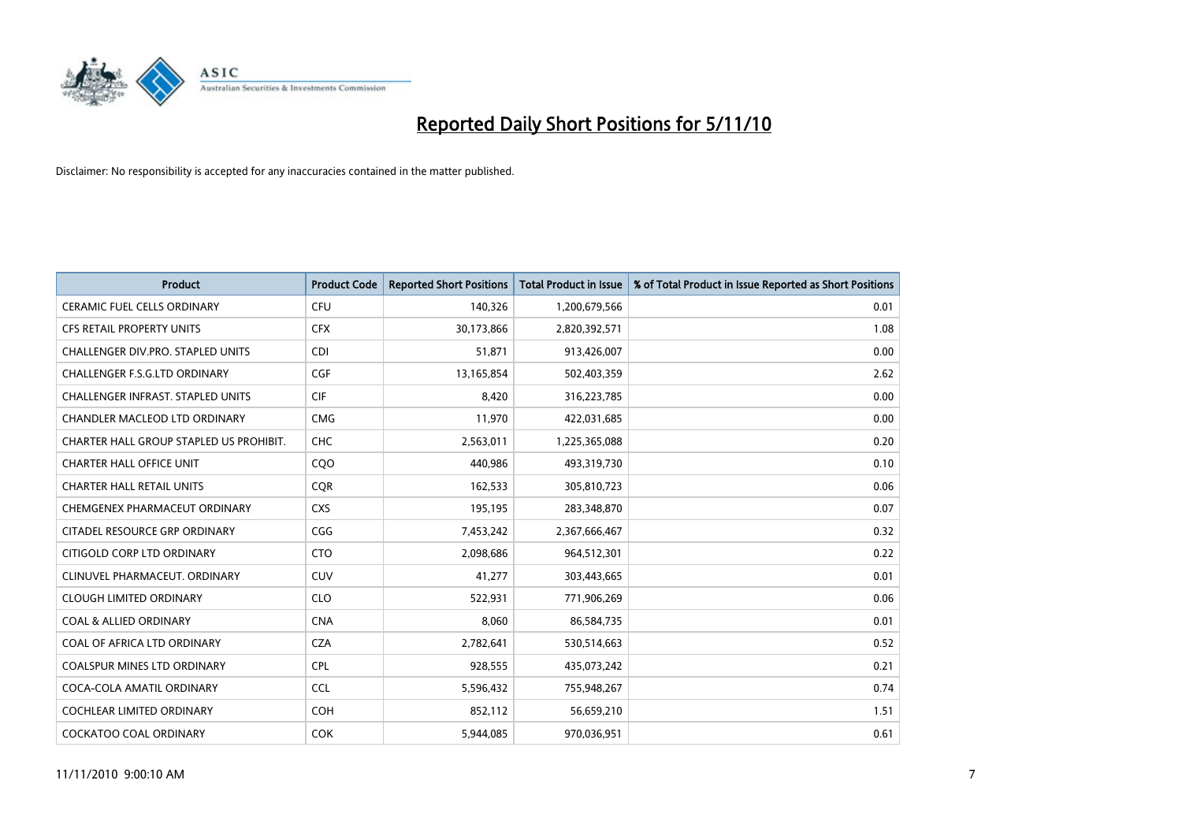# Reported Daily Short Positions for 5/11/10

Disclaimer: No responsibility is accepted for any inaccuracies contained in the matter published.

| Product | Product Code | Reported Short Positions | Total Product in Issue | % of Total Product in Issue Reported as Short Positions |
|---|---|---|---|---|
| CERAMIC FUEL CELLS ORDINARY | CFU | 140,326 | 1,200,679,566 | 0.01 |
| CFS RETAIL PROPERTY UNITS | CFX | 30,173,866 | 2,820,392,571 | 1.08 |
| CHALLENGER DIV.PRO. STAPLED UNITS | CDI | 51,871 | 913,426,007 | 0.00 |
| CHALLENGER F.S.G.LTD ORDINARY | CGF | 13,165,854 | 502,403,359 | 2.62 |
| CHALLENGER INFRAST. STAPLED UNITS | CIF | 8,420 | 316,223,785 | 0.00 |
| CHANDLER MACLEOD LTD ORDINARY | CMG | 11,970 | 422,031,685 | 0.00 |
| CHARTER HALL GROUP STAPLED US PROHIBIT. | CHC | 2,563,011 | 1,225,365,088 | 0.20 |
| CHARTER HALL OFFICE UNIT | CQO | 440,986 | 493,319,730 | 0.10 |
| CHARTER HALL RETAIL UNITS | CQR | 162,533 | 305,810,723 | 0.06 |
| CHEMGENEX PHARMACEUT ORDINARY | CXS | 195,195 | 283,348,870 | 0.07 |
| CITADEL RESOURCE GRP ORDINARY | CGG | 7,453,242 | 2,367,666,467 | 0.32 |
| CITIGOLD CORP LTD ORDINARY | CTO | 2,098,686 | 964,512,301 | 0.22 |
| CLINUVEL PHARMACEUT. ORDINARY | CUV | 41,277 | 303,443,665 | 0.01 |
| CLOUGH LIMITED ORDINARY | CLO | 522,931 | 771,906,269 | 0.06 |
| COAL & ALLIED ORDINARY | CNA | 8,060 | 86,584,735 | 0.01 |
| COAL OF AFRICA LTD ORDINARY | CZA | 2,782,641 | 530,514,663 | 0.52 |
| COALSPUR MINES LTD ORDINARY | CPL | 928,555 | 435,073,242 | 0.21 |
| COCA-COLA AMATIL ORDINARY | CCL | 5,596,432 | 755,948,267 | 0.74 |
| COCHLEAR LIMITED ORDINARY | COH | 852,112 | 56,659,210 | 1.51 |
| COCKATOO COAL ORDINARY | COK | 5,944,085 | 970,036,951 | 0.61 |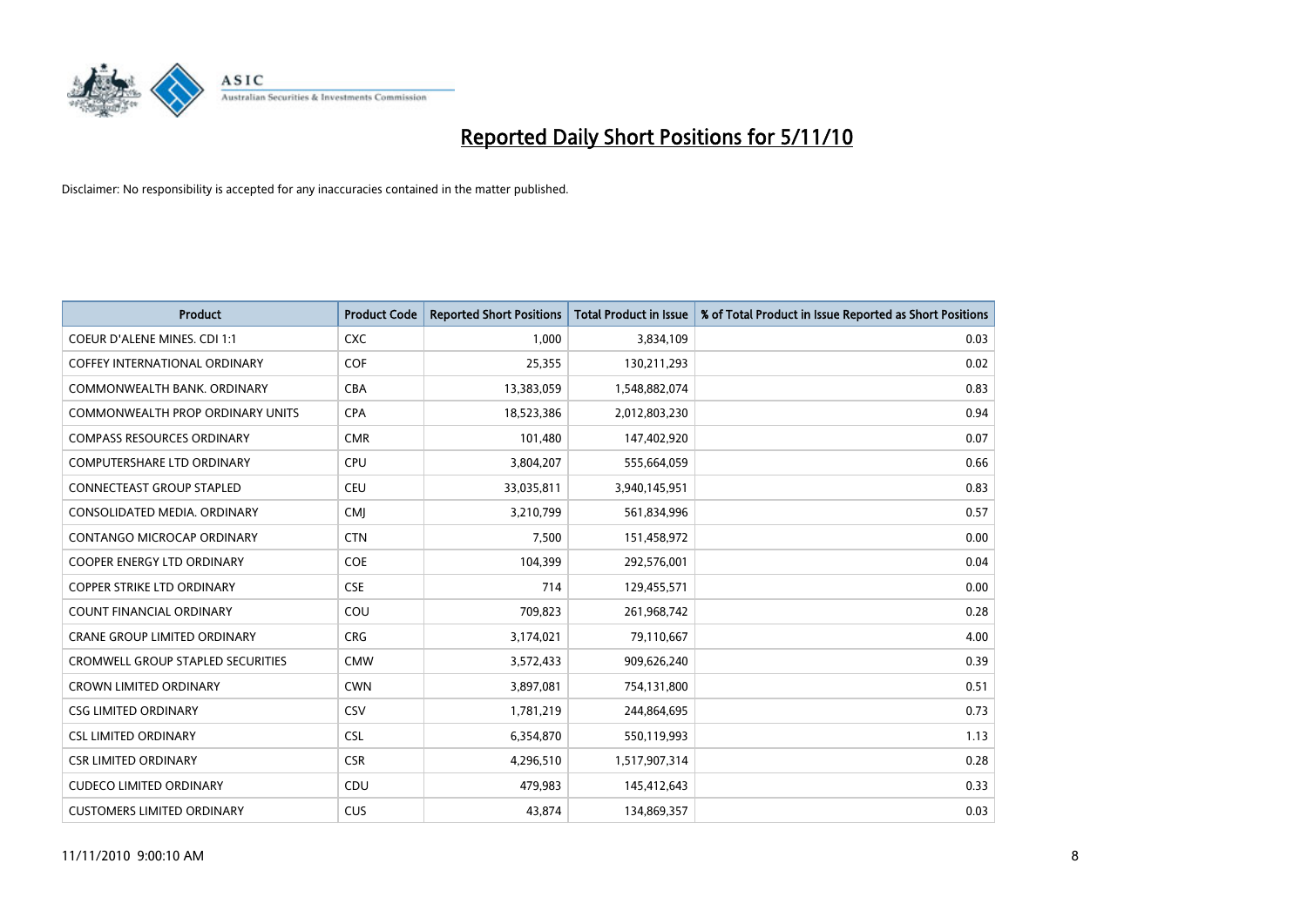# Reported Daily Short Positions for 5/11/10

Disclaimer: No responsibility is accepted for any inaccuracies contained in the matter published.

| Product | Product Code | Reported Short Positions | Total Product in Issue | % of Total Product in Issue Reported as Short Positions |
|---|---|---|---|---|
| COEUR D'ALENE MINES. CDI 1:1 | CXC | 1,000 | 3,834,109 | 0.03 |
| COFFEY INTERNATIONAL ORDINARY | COF | 25,355 | 130,211,293 | 0.02 |
| COMMONWEALTH BANK. ORDINARY | CBA | 13,383,059 | 1,548,882,074 | 0.83 |
| COMMONWEALTH PROP ORDINARY UNITS | CPA | 18,523,386 | 2,012,803,230 | 0.94 |
| COMPASS RESOURCES ORDINARY | CMR | 101,480 | 147,402,920 | 0.07 |
| COMPUTERSHARE LTD ORDINARY | CPU | 3,804,207 | 555,664,059 | 0.66 |
| CONNECTEAST GROUP STAPLED | CEU | 33,035,811 | 3,940,145,951 | 0.83 |
| CONSOLIDATED MEDIA. ORDINARY | CMJ | 3,210,799 | 561,834,996 | 0.57 |
| CONTANGO MICROCAP ORDINARY | CTN | 7,500 | 151,458,972 | 0.00 |
| COOPER ENERGY LTD ORDINARY | COE | 104,399 | 292,576,001 | 0.04 |
| COPPER STRIKE LTD ORDINARY | CSE | 714 | 129,455,571 | 0.00 |
| COUNT FINANCIAL ORDINARY | COU | 709,823 | 261,968,742 | 0.28 |
| CRANE GROUP LIMITED ORDINARY | CRG | 3,174,021 | 79,110,667 | 4.00 |
| CROMWELL GROUP STAPLED SECURITIES | CMW | 3,572,433 | 909,626,240 | 0.39 |
| CROWN LIMITED ORDINARY | CWN | 3,897,081 | 754,131,800 | 0.51 |
| CSG LIMITED ORDINARY | CSV | 1,781,219 | 244,864,695 | 0.73 |
| CSL LIMITED ORDINARY | CSL | 6,354,870 | 550,119,993 | 1.13 |
| CSR LIMITED ORDINARY | CSR | 4,296,510 | 1,517,907,314 | 0.28 |
| CUDECO LIMITED ORDINARY | CDU | 479,983 | 145,412,643 | 0.33 |
| CUSTOMERS LIMITED ORDINARY | CUS | 43,874 | 134,869,357 | 0.03 |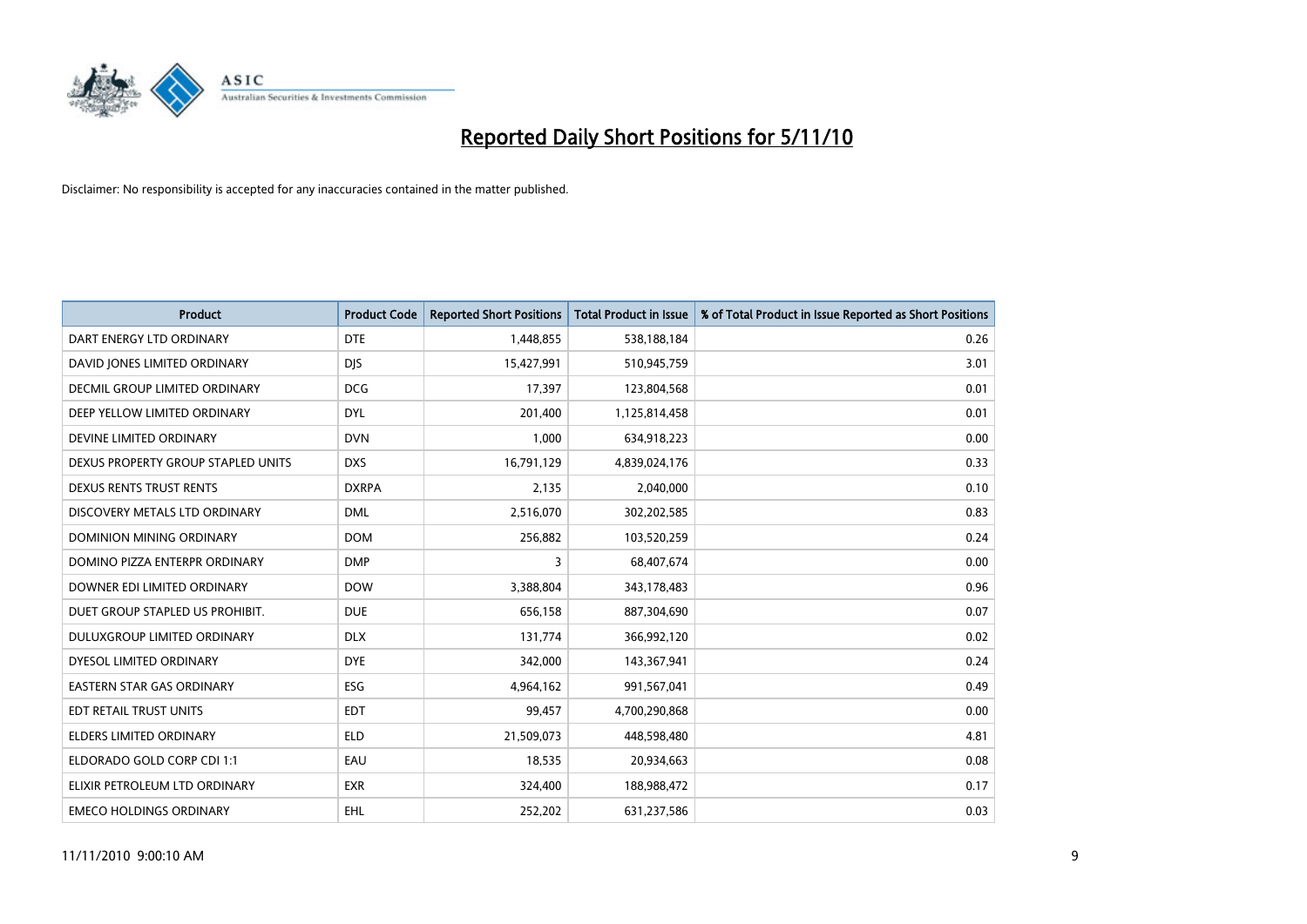# Reported Daily Short Positions for 5/11/10

Disclaimer: No responsibility is accepted for any inaccuracies contained in the matter published.

| Product | Product Code | Reported Short Positions | Total Product in Issue | % of Total Product in Issue Reported as Short Positions |
|---|---|---|---|---|
| DART ENERGY LTD ORDINARY | DTE | 1,448,855 | 538,188,184 | 0.26 |
| DAVID JONES LIMITED ORDINARY | DJS | 15,427,991 | 510,945,759 | 3.01 |
| DECMIL GROUP LIMITED ORDINARY | DCG | 17,397 | 123,804,568 | 0.01 |
| DEEP YELLOW LIMITED ORDINARY | DYL | 201,400 | 1,125,814,458 | 0.01 |
| DEVINE LIMITED ORDINARY | DVN | 1,000 | 634,918,223 | 0.00 |
| DEXUS PROPERTY GROUP STAPLED UNITS | DXS | 16,791,129 | 4,839,024,176 | 0.33 |
| DEXUS RENTS TRUST RENTS | DXRPA | 2,135 | 2,040,000 | 0.10 |
| DISCOVERY METALS LTD ORDINARY | DML | 2,516,070 | 302,202,585 | 0.83 |
| DOMINION MINING ORDINARY | DOM | 256,882 | 103,520,259 | 0.24 |
| DOMINO PIZZA ENTERPR ORDINARY | DMP | 3 | 68,407,674 | 0.00 |
| DOWNER EDI LIMITED ORDINARY | DOW | 3,388,804 | 343,178,483 | 0.96 |
| DUET GROUP STAPLED US PROHIBIT. | DUE | 656,158 | 887,304,690 | 0.07 |
| DULUXGROUP LIMITED ORDINARY | DLX | 131,774 | 366,992,120 | 0.02 |
| DYESOL LIMITED ORDINARY | DYE | 342,000 | 143,367,941 | 0.24 |
| EASTERN STAR GAS ORDINARY | ESG | 4,964,162 | 991,567,041 | 0.49 |
| EDT RETAIL TRUST UNITS | EDT | 99,457 | 4,700,290,868 | 0.00 |
| ELDERS LIMITED ORDINARY | ELD | 21,509,073 | 448,598,480 | 4.81 |
| ELDORADO GOLD CORP CDI 1:1 | EAU | 18,535 | 20,934,663 | 0.08 |
| ELIXIR PETROLEUM LTD ORDINARY | EXR | 324,400 | 188,988,472 | 0.17 |
| EMECO HOLDINGS ORDINARY | EHL | 252,202 | 631,237,586 | 0.03 |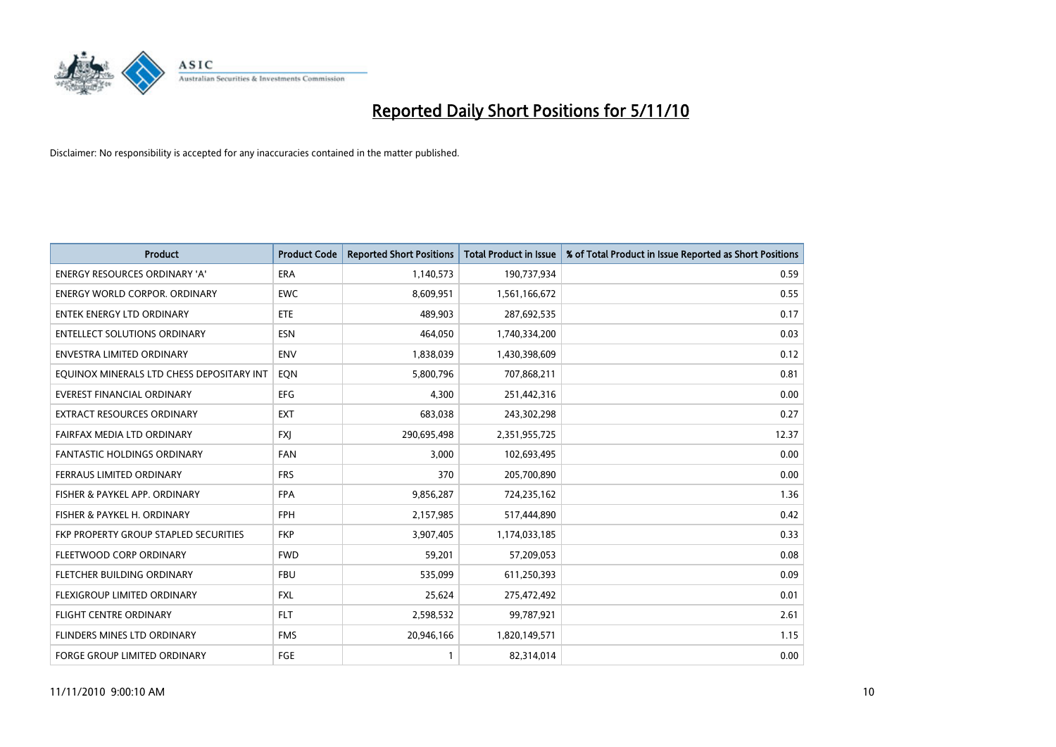# Reported Daily Short Positions for 5/11/10

Disclaimer: No responsibility is accepted for any inaccuracies contained in the matter published.

| Product | Product Code | Reported Short Positions | Total Product in Issue | % of Total Product in Issue Reported as Short Positions |
|---|---|---|---|---|
| ENERGY RESOURCES ORDINARY 'A' | ERA | 1,140,573 | 190,737,934 | 0.59 |
| ENERGY WORLD CORPOR. ORDINARY | EWC | 8,609,951 | 1,561,166,672 | 0.55 |
| ENTEK ENERGY LTD ORDINARY | ETE | 489,903 | 287,692,535 | 0.17 |
| ENTELLECT SOLUTIONS ORDINARY | ESN | 464,050 | 1,740,334,200 | 0.03 |
| ENVESTRA LIMITED ORDINARY | ENV | 1,838,039 | 1,430,398,609 | 0.12 |
| EQUINOX MINERALS LTD CHESS DEPOSITARY INT | EQN | 5,800,796 | 707,868,211 | 0.81 |
| EVEREST FINANCIAL ORDINARY | EFG | 4,300 | 251,442,316 | 0.00 |
| EXTRACT RESOURCES ORDINARY | EXT | 683,038 | 243,302,298 | 0.27 |
| FAIRFAX MEDIA LTD ORDINARY | FXJ | 290,695,498 | 2,351,955,725 | 12.37 |
| FANTASTIC HOLDINGS ORDINARY | FAN | 3,000 | 102,693,495 | 0.00 |
| FERRAUS LIMITED ORDINARY | FRS | 370 | 205,700,890 | 0.00 |
| FISHER & PAYKEL APP. ORDINARY | FPA | 9,856,287 | 724,235,162 | 1.36 |
| FISHER & PAYKEL H. ORDINARY | FPH | 2,157,985 | 517,444,890 | 0.42 |
| FKP PROPERTY GROUP STAPLED SECURITIES | FKP | 3,907,405 | 1,174,033,185 | 0.33 |
| FLEETWOOD CORP ORDINARY | FWD | 59,201 | 57,209,053 | 0.08 |
| FLETCHER BUILDING ORDINARY | FBU | 535,099 | 611,250,393 | 0.09 |
| FLEXIGROUP LIMITED ORDINARY | FXL | 25,624 | 275,472,492 | 0.01 |
| FLIGHT CENTRE ORDINARY | FLT | 2,598,532 | 99,787,921 | 2.61 |
| FLINDERS MINES LTD ORDINARY | FMS | 20,946,166 | 1,820,149,571 | 1.15 |
| FORGE GROUP LIMITED ORDINARY | FGE | 1 | 82,314,014 | 0.00 |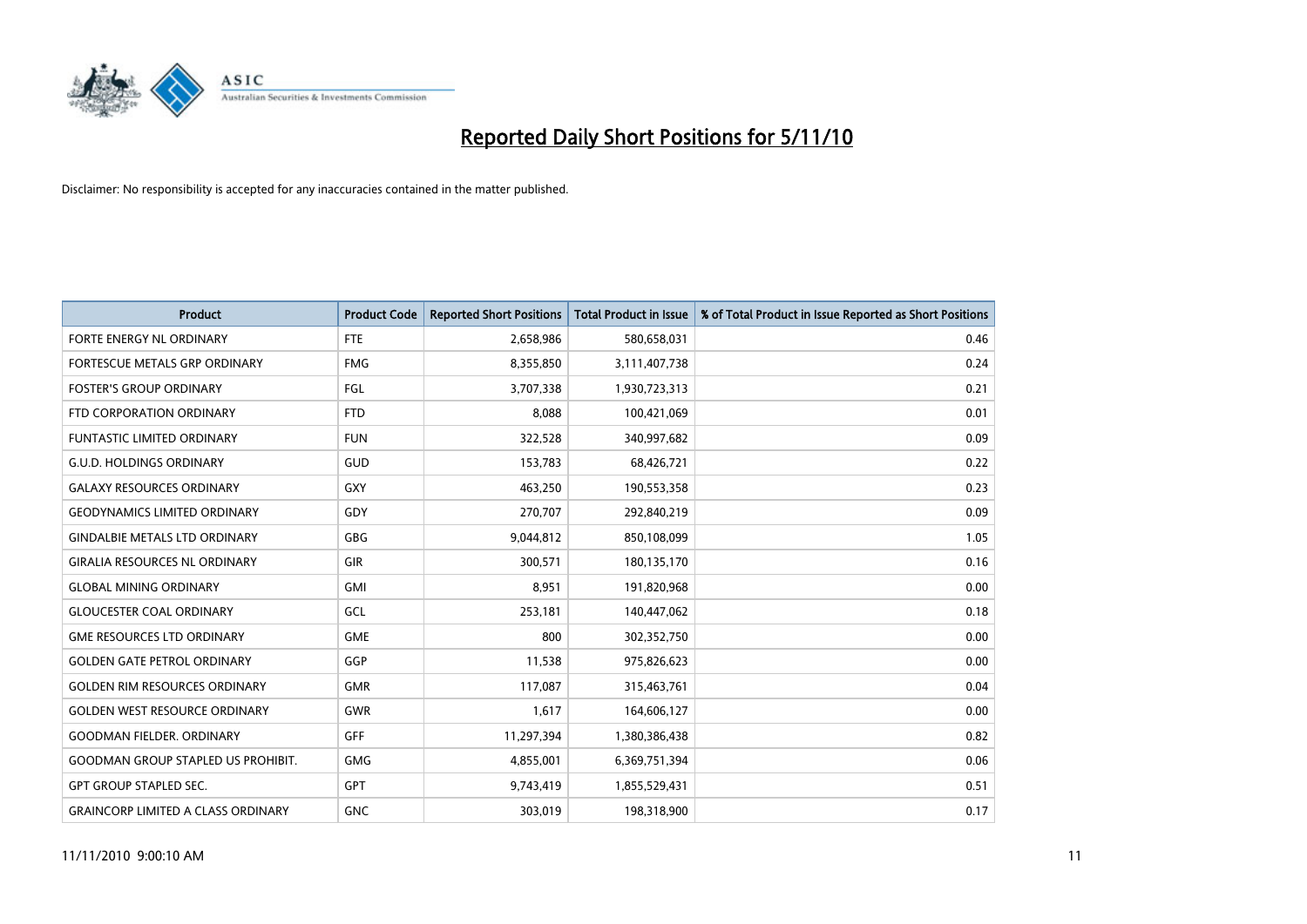# Reported Daily Short Positions for 5/11/10

Disclaimer: No responsibility is accepted for any inaccuracies contained in the matter published.

| Product | Product Code | Reported Short Positions | Total Product in Issue | % of Total Product in Issue Reported as Short Positions |
|---|---|---|---|---|
| FORTE ENERGY NL ORDINARY | FTE | 2,658,986 | 580,658,031 | 0.46 |
| FORTESCUE METALS GRP ORDINARY | FMG | 8,355,850 | 3,111,407,738 | 0.24 |
| FOSTER'S GROUP ORDINARY | FGL | 3,707,338 | 1,930,723,313 | 0.21 |
| FTD CORPORATION ORDINARY | FTD | 8,088 | 100,421,069 | 0.01 |
| FUNTASTIC LIMITED ORDINARY | FUN | 322,528 | 340,997,682 | 0.09 |
| G.U.D. HOLDINGS ORDINARY | GUD | 153,783 | 68,426,721 | 0.22 |
| GALAXY RESOURCES ORDINARY | GXY | 463,250 | 190,553,358 | 0.23 |
| GEODYNAMICS LIMITED ORDINARY | GDY | 270,707 | 292,840,219 | 0.09 |
| GINDALBIE METALS LTD ORDINARY | GBG | 9,044,812 | 850,108,099 | 1.05 |
| GIRALIA RESOURCES NL ORDINARY | GIR | 300,571 | 180,135,170 | 0.16 |
| GLOBAL MINING ORDINARY | GMI | 8,951 | 191,820,968 | 0.00 |
| GLOUCESTER COAL ORDINARY | GCL | 253,181 | 140,447,062 | 0.18 |
| GME RESOURCES LTD ORDINARY | GME | 800 | 302,352,750 | 0.00 |
| GOLDEN GATE PETROL ORDINARY | GGP | 11,538 | 975,826,623 | 0.00 |
| GOLDEN RIM RESOURCES ORDINARY | GMR | 117,087 | 315,463,761 | 0.04 |
| GOLDEN WEST RESOURCE ORDINARY | GWR | 1,617 | 164,606,127 | 0.00 |
| GOODMAN FIELDER. ORDINARY | GFF | 11,297,394 | 1,380,386,438 | 0.82 |
| GOODMAN GROUP STAPLED US PROHIBIT. | GMG | 4,855,001 | 6,369,751,394 | 0.06 |
| GPT GROUP STAPLED SEC. | GPT | 9,743,419 | 1,855,529,431 | 0.51 |
| GRAINCORP LIMITED A CLASS ORDINARY | GNC | 303,019 | 198,318,900 | 0.17 |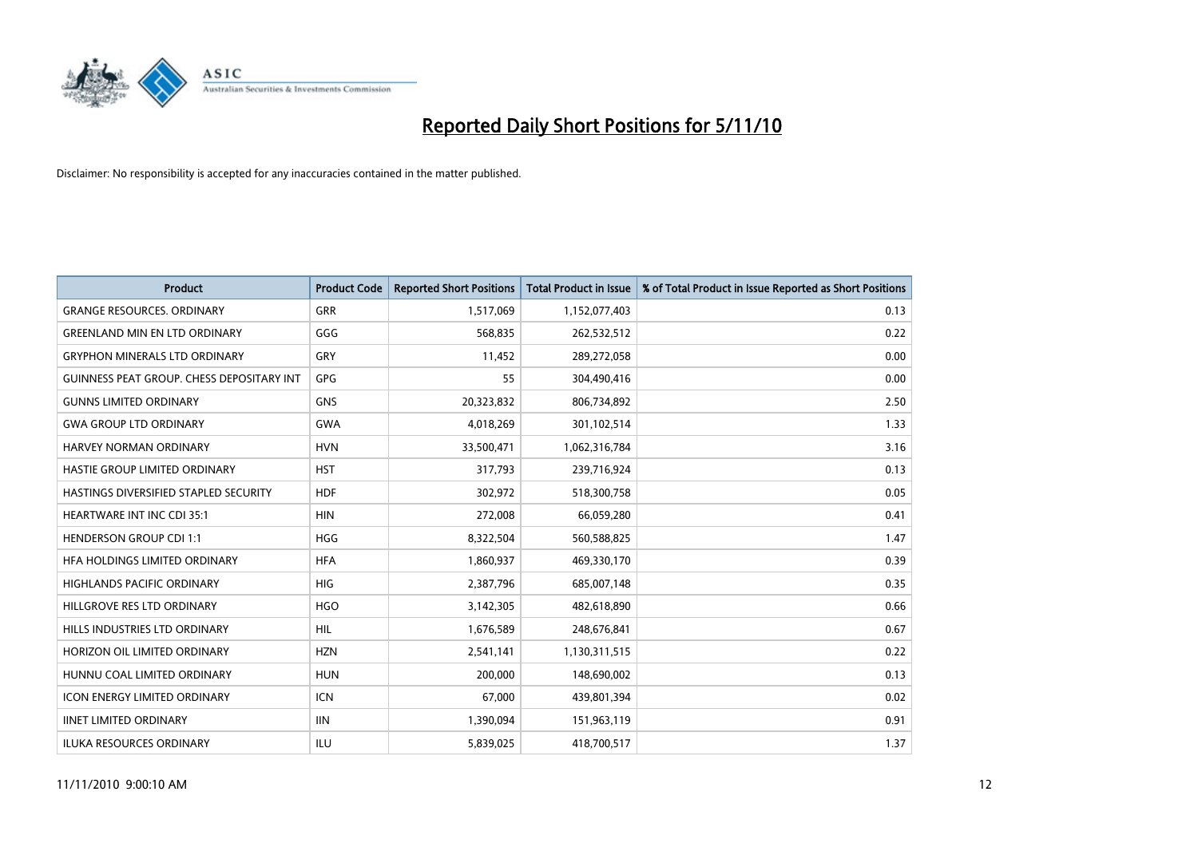# Reported Daily Short Positions for 5/11/10

Disclaimer: No responsibility is accepted for any inaccuracies contained in the matter published.

| Product | Product Code | Reported Short Positions | Total Product in Issue | % of Total Product in Issue Reported as Short Positions |
|---|---|---|---|---|
| GRANGE RESOURCES. ORDINARY | GRR | 1,517,069 | 1,152,077,403 | 0.13 |
| GREENLAND MIN EN LTD ORDINARY | GGG | 568,835 | 262,532,512 | 0.22 |
| GRYPHON MINERALS LTD ORDINARY | GRY | 11,452 | 289,272,058 | 0.00 |
| GUINNESS PEAT GROUP. CHESS DEPOSITARY INT | GPG | 55 | 304,490,416 | 0.00 |
| GUNNS LIMITED ORDINARY | GNS | 20,323,832 | 806,734,892 | 2.50 |
| GWA GROUP LTD ORDINARY | GWA | 4,018,269 | 301,102,514 | 1.33 |
| HARVEY NORMAN ORDINARY | HVN | 33,500,471 | 1,062,316,784 | 3.16 |
| HASTIE GROUP LIMITED ORDINARY | HST | 317,793 | 239,716,924 | 0.13 |
| HASTINGS DIVERSIFIED STAPLED SECURITY | HDF | 302,972 | 518,300,758 | 0.05 |
| HEARTWARE INT INC CDI 35:1 | HIN | 272,008 | 66,059,280 | 0.41 |
| HENDERSON GROUP CDI 1:1 | HGG | 8,322,504 | 560,588,825 | 1.47 |
| HFA HOLDINGS LIMITED ORDINARY | HFA | 1,860,937 | 469,330,170 | 0.39 |
| HIGHLANDS PACIFIC ORDINARY | HIG | 2,387,796 | 685,007,148 | 0.35 |
| HILLGROVE RES LTD ORDINARY | HGO | 3,142,305 | 482,618,890 | 0.66 |
| HILLS INDUSTRIES LTD ORDINARY | HIL | 1,676,589 | 248,676,841 | 0.67 |
| HORIZON OIL LIMITED ORDINARY | HZN | 2,541,141 | 1,130,311,515 | 0.22 |
| HUNNU COAL LIMITED ORDINARY | HUN | 200,000 | 148,690,002 | 0.13 |
| ICON ENERGY LIMITED ORDINARY | ICN | 67,000 | 439,801,394 | 0.02 |
| IINET LIMITED ORDINARY | IIN | 1,390,094 | 151,963,119 | 0.91 |
| ILUKA RESOURCES ORDINARY | ILU | 5,839,025 | 418,700,517 | 1.37 |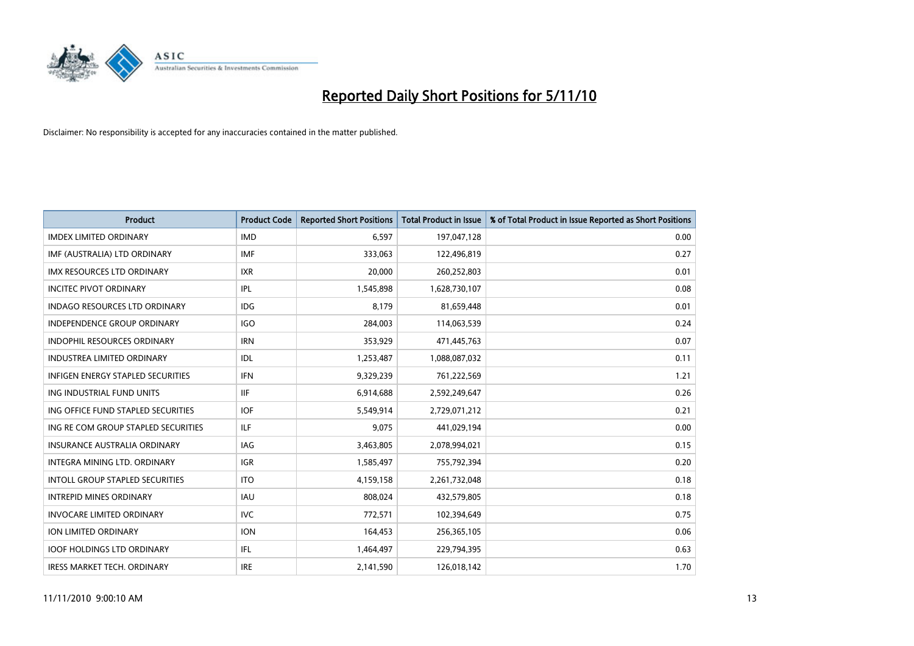# Reported Daily Short Positions for 5/11/10

Disclaimer: No responsibility is accepted for any inaccuracies contained in the matter published.

| Product | Product Code | Reported Short Positions | Total Product in Issue | % of Total Product in Issue Reported as Short Positions |
|---|---|---|---|---|
| IMDEX LIMITED ORDINARY | IMD | 6,597 | 197,047,128 | 0.00 |
| IMF (AUSTRALIA) LTD ORDINARY | IMF | 333,063 | 122,496,819 | 0.27 |
| IMX RESOURCES LTD ORDINARY | IXR | 20,000 | 260,252,803 | 0.01 |
| INCITEC PIVOT ORDINARY | IPL | 1,545,898 | 1,628,730,107 | 0.08 |
| INDAGO RESOURCES LTD ORDINARY | IDG | 8,179 | 81,659,448 | 0.01 |
| INDEPENDENCE GROUP ORDINARY | IGO | 284,003 | 114,063,539 | 0.24 |
| INDOPHIL RESOURCES ORDINARY | IRN | 353,929 | 471,445,763 | 0.07 |
| INDUSTREA LIMITED ORDINARY | IDL | 1,253,487 | 1,088,087,032 | 0.11 |
| INFIGEN ENERGY STAPLED SECURITIES | IFN | 9,329,239 | 761,222,569 | 1.21 |
| ING INDUSTRIAL FUND UNITS | IIF | 6,914,688 | 2,592,249,647 | 0.26 |
| ING OFFICE FUND STAPLED SECURITIES | IOF | 5,549,914 | 2,729,071,212 | 0.21 |
| ING RE COM GROUP STAPLED SECURITIES | ILF | 9,075 | 441,029,194 | 0.00 |
| INSURANCE AUSTRALIA ORDINARY | IAG | 3,463,805 | 2,078,994,021 | 0.15 |
| INTEGRA MINING LTD. ORDINARY | IGR | 1,585,497 | 755,792,394 | 0.20 |
| INTOLL GROUP STAPLED SECURITIES | ITO | 4,159,158 | 2,261,732,048 | 0.18 |
| INTREPID MINES ORDINARY | IAU | 808,024 | 432,579,805 | 0.18 |
| INVOCARE LIMITED ORDINARY | IVC | 772,571 | 102,394,649 | 0.75 |
| ION LIMITED ORDINARY | ION | 164,453 | 256,365,105 | 0.06 |
| IOOF HOLDINGS LTD ORDINARY | IFL | 1,464,497 | 229,794,395 | 0.63 |
| IRESS MARKET TECH. ORDINARY | IRE | 2,141,590 | 126,018,142 | 1.70 |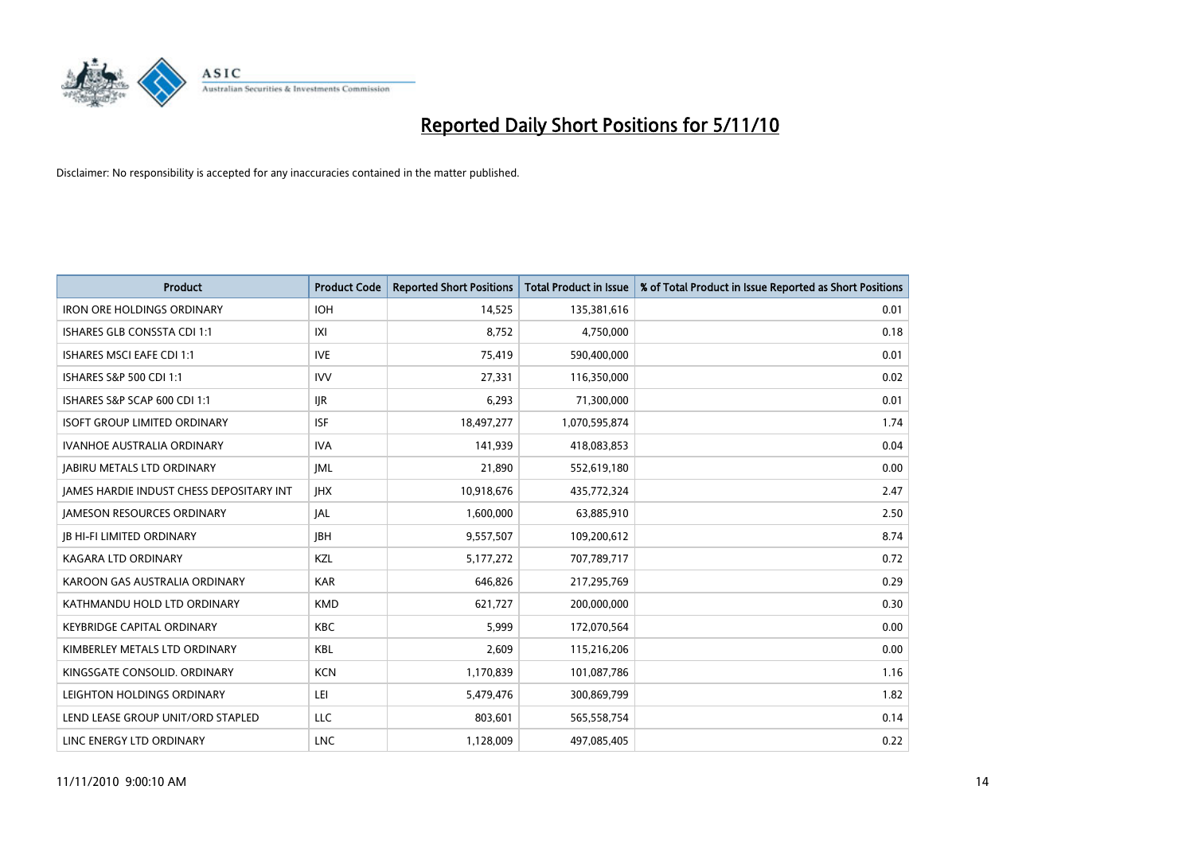# Reported Daily Short Positions for 5/11/10

Disclaimer: No responsibility is accepted for any inaccuracies contained in the matter published.

| Product | Product Code | Reported Short Positions | Total Product in Issue | % of Total Product in Issue Reported as Short Positions |
|---|---|---|---|---|
| IRON ORE HOLDINGS ORDINARY | IOH | 14,525 | 135,381,616 | 0.01 |
| ISHARES GLB CONSSTA CDI 1:1 | IXI | 8,752 | 4,750,000 | 0.18 |
| ISHARES MSCI EAFE CDI 1:1 | IVE | 75,419 | 590,400,000 | 0.01 |
| ISHARES S&P 500 CDI 1:1 | IVV | 27,331 | 116,350,000 | 0.02 |
| ISHARES S&P SCAP 600 CDI 1:1 | IJR | 6,293 | 71,300,000 | 0.01 |
| ISOFT GROUP LIMITED ORDINARY | ISF | 18,497,277 | 1,070,595,874 | 1.74 |
| IVANHOE AUSTRALIA ORDINARY | IVA | 141,939 | 418,083,853 | 0.04 |
| JABIRU METALS LTD ORDINARY | JML | 21,890 | 552,619,180 | 0.00 |
| JAMES HARDIE INDUST CHESS DEPOSITARY INT | JHX | 10,918,676 | 435,772,324 | 2.47 |
| JAMESON RESOURCES ORDINARY | JAL | 1,600,000 | 63,885,910 | 2.50 |
| JB HI-FI LIMITED ORDINARY | JBH | 9,557,507 | 109,200,612 | 8.74 |
| KAGARA LTD ORDINARY | KZL | 5,177,272 | 707,789,717 | 0.72 |
| KAROON GAS AUSTRALIA ORDINARY | KAR | 646,826 | 217,295,769 | 0.29 |
| KATHMANDU HOLD LTD ORDINARY | KMD | 621,727 | 200,000,000 | 0.30 |
| KEYBRIDGE CAPITAL ORDINARY | KBC | 5,999 | 172,070,564 | 0.00 |
| KIMBERLEY METALS LTD ORDINARY | KBL | 2,609 | 115,216,206 | 0.00 |
| KINGSGATE CONSOLID. ORDINARY | KCN | 1,170,839 | 101,087,786 | 1.16 |
| LEIGHTON HOLDINGS ORDINARY | LEI | 5,479,476 | 300,869,799 | 1.82 |
| LEND LEASE GROUP UNIT/ORD STAPLED | LLC | 803,601 | 565,558,754 | 0.14 |
| LINC ENERGY LTD ORDINARY | LNC | 1,128,009 | 497,085,405 | 0.22 |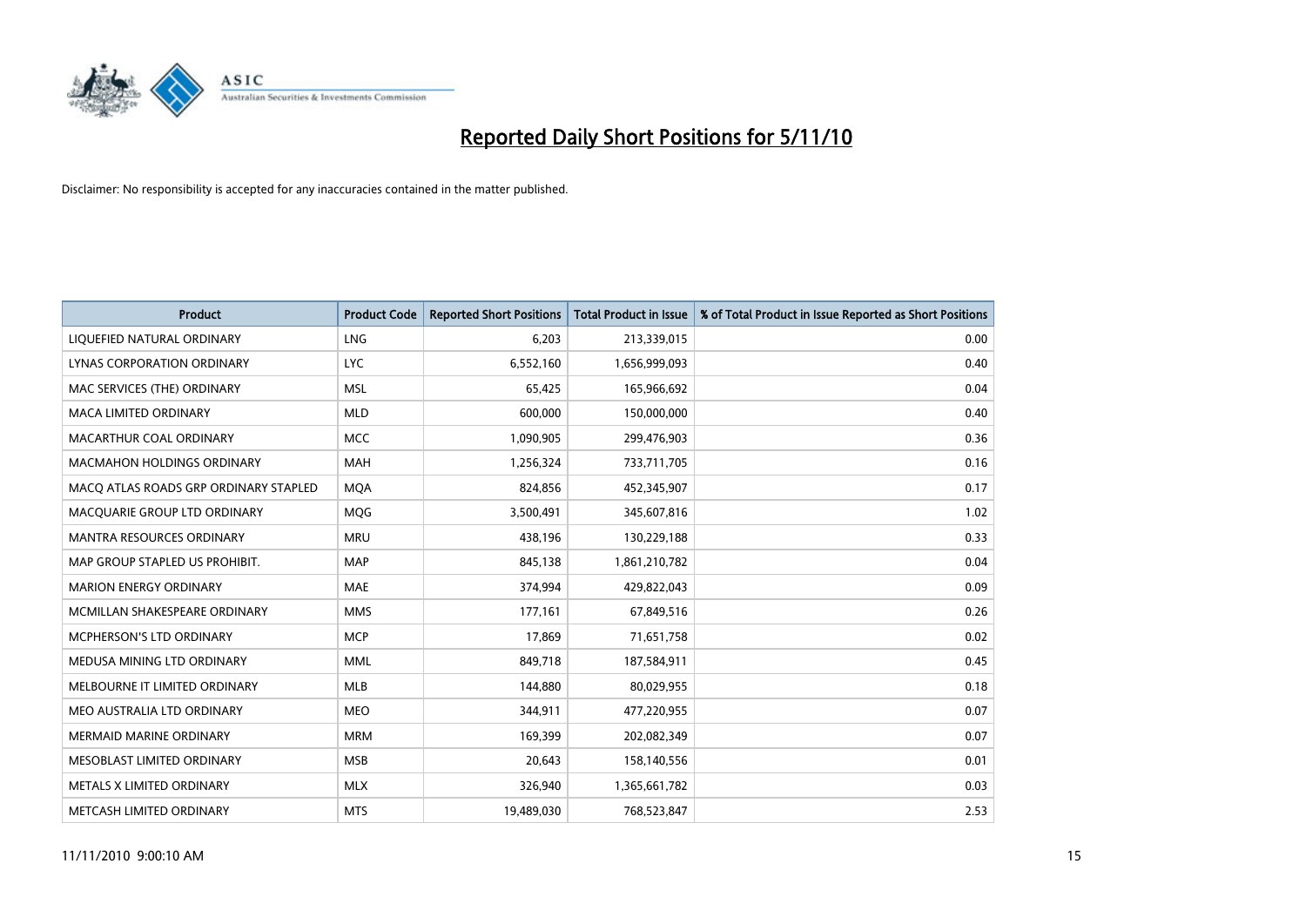# Reported Daily Short Positions for 5/11/10

Disclaimer: No responsibility is accepted for any inaccuracies contained in the matter published.

| Product | Product Code | Reported Short Positions | Total Product in Issue | % of Total Product in Issue Reported as Short Positions |
|---|---|---|---|---|
| LIQUEFIED NATURAL ORDINARY | LNG | 6,203 | 213,339,015 | 0.00 |
| LYNAS CORPORATION ORDINARY | LYC | 6,552,160 | 1,656,999,093 | 0.40 |
| MAC SERVICES (THE) ORDINARY | MSL | 65,425 | 165,966,692 | 0.04 |
| MACA LIMITED ORDINARY | MLD | 600,000 | 150,000,000 | 0.40 |
| MACARTHUR COAL ORDINARY | MCC | 1,090,905 | 299,476,903 | 0.36 |
| MACMAHON HOLDINGS ORDINARY | MAH | 1,256,324 | 733,711,705 | 0.16 |
| MACQ ATLAS ROADS GRP ORDINARY STAPLED | MQA | 824,856 | 452,345,907 | 0.17 |
| MACQUARIE GROUP LTD ORDINARY | MQG | 3,500,491 | 345,607,816 | 1.02 |
| MANTRA RESOURCES ORDINARY | MRU | 438,196 | 130,229,188 | 0.33 |
| MAP GROUP STAPLED US PROHIBIT. | MAP | 845,138 | 1,861,210,782 | 0.04 |
| MARION ENERGY ORDINARY | MAE | 374,994 | 429,822,043 | 0.09 |
| MCMILLAN SHAKESPEARE ORDINARY | MMS | 177,161 | 67,849,516 | 0.26 |
| MCPHERSON'S LTD ORDINARY | MCP | 17,869 | 71,651,758 | 0.02 |
| MEDUSA MINING LTD ORDINARY | MML | 849,718 | 187,584,911 | 0.45 |
| MELBOURNE IT LIMITED ORDINARY | MLB | 144,880 | 80,029,955 | 0.18 |
| MEO AUSTRALIA LTD ORDINARY | MEO | 344,911 | 477,220,955 | 0.07 |
| MERMAID MARINE ORDINARY | MRM | 169,399 | 202,082,349 | 0.07 |
| MESOBLAST LIMITED ORDINARY | MSB | 20,643 | 158,140,556 | 0.01 |
| METALS X LIMITED ORDINARY | MLX | 326,940 | 1,365,661,782 | 0.03 |
| METCASH LIMITED ORDINARY | MTS | 19,489,030 | 768,523,847 | 2.53 |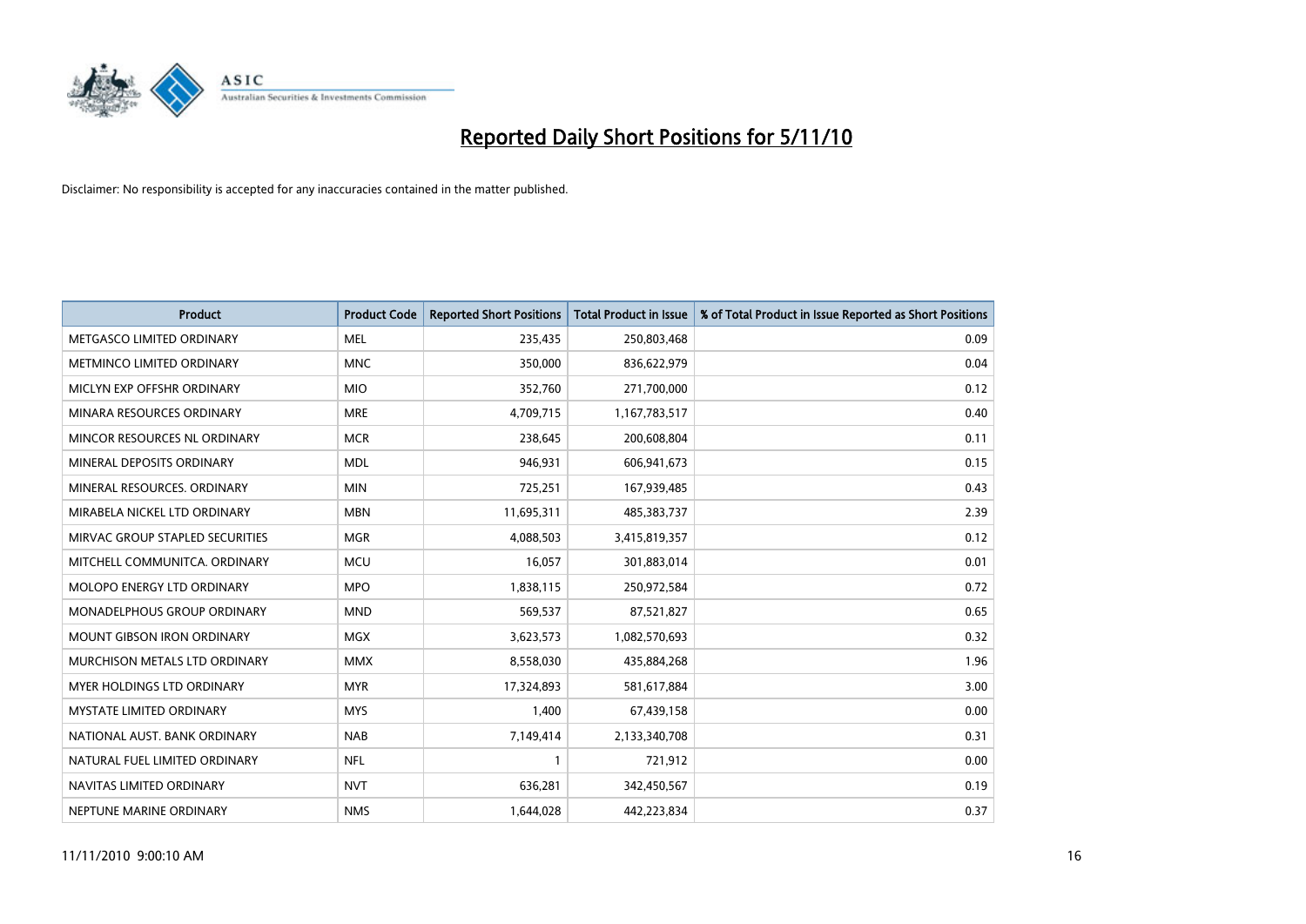# Reported Daily Short Positions for 5/11/10

Disclaimer: No responsibility is accepted for any inaccuracies contained in the matter published.

| Product | Product Code | Reported Short Positions | Total Product in Issue | % of Total Product in Issue Reported as Short Positions |
|---|---|---|---|---|
| METGASCO LIMITED ORDINARY | MEL | 235,435 | 250,803,468 | 0.09 |
| METMINCO LIMITED ORDINARY | MNC | 350,000 | 836,622,979 | 0.04 |
| MICLYN EXP OFFSHR ORDINARY | MIO | 352,760 | 271,700,000 | 0.12 |
| MINARA RESOURCES ORDINARY | MRE | 4,709,715 | 1,167,783,517 | 0.40 |
| MINCOR RESOURCES NL ORDINARY | MCR | 238,645 | 200,608,804 | 0.11 |
| MINERAL DEPOSITS ORDINARY | MDL | 946,931 | 606,941,673 | 0.15 |
| MINERAL RESOURCES. ORDINARY | MIN | 725,251 | 167,939,485 | 0.43 |
| MIRABELA NICKEL LTD ORDINARY | MBN | 11,695,311 | 485,383,737 | 2.39 |
| MIRVAC GROUP STAPLED SECURITIES | MGR | 4,088,503 | 3,415,819,357 | 0.12 |
| MITCHELL COMMUNITCA. ORDINARY | MCU | 16,057 | 301,883,014 | 0.01 |
| MOLOPO ENERGY LTD ORDINARY | MPO | 1,838,115 | 250,972,584 | 0.72 |
| MONADELPHOUS GROUP ORDINARY | MND | 569,537 | 87,521,827 | 0.65 |
| MOUNT GIBSON IRON ORDINARY | MGX | 3,623,573 | 1,082,570,693 | 0.32 |
| MURCHISON METALS LTD ORDINARY | MMX | 8,558,030 | 435,884,268 | 1.96 |
| MYER HOLDINGS LTD ORDINARY | MYR | 17,324,893 | 581,617,884 | 3.00 |
| MYSTATE LIMITED ORDINARY | MYS | 1,400 | 67,439,158 | 0.00 |
| NATIONAL AUST. BANK ORDINARY | NAB | 7,149,414 | 2,133,340,708 | 0.31 |
| NATURAL FUEL LIMITED ORDINARY | NFL | 1 | 721,912 | 0.00 |
| NAVITAS LIMITED ORDINARY | NVT | 636,281 | 342,450,567 | 0.19 |
| NEPTUNE MARINE ORDINARY | NMS | 1,644,028 | 442,223,834 | 0.37 |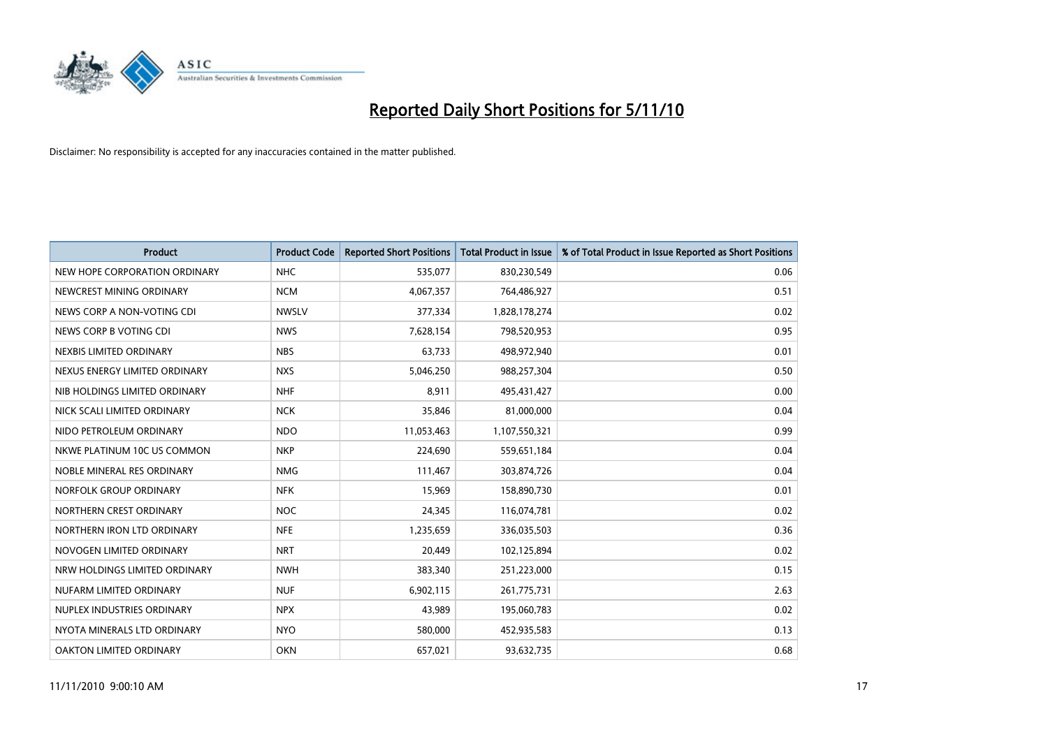# Reported Daily Short Positions for 5/11/10

Disclaimer: No responsibility is accepted for any inaccuracies contained in the matter published.

| Product | Product Code | Reported Short Positions | Total Product in Issue | % of Total Product in Issue Reported as Short Positions |
|---|---|---|---|---|
| NEW HOPE CORPORATION ORDINARY | NHC | 535,077 | 830,230,549 | 0.06 |
| NEWCREST MINING ORDINARY | NCM | 4,067,357 | 764,486,927 | 0.51 |
| NEWS CORP A NON-VOTING CDI | NWSLV | 377,334 | 1,828,178,274 | 0.02 |
| NEWS CORP B VOTING CDI | NWS | 7,628,154 | 798,520,953 | 0.95 |
| NEXBIS LIMITED ORDINARY | NBS | 63,733 | 498,972,940 | 0.01 |
| NEXUS ENERGY LIMITED ORDINARY | NXS | 5,046,250 | 988,257,304 | 0.50 |
| NIB HOLDINGS LIMITED ORDINARY | NHF | 8,911 | 495,431,427 | 0.00 |
| NICK SCALI LIMITED ORDINARY | NCK | 35,846 | 81,000,000 | 0.04 |
| NIDO PETROLEUM ORDINARY | NDO | 11,053,463 | 1,107,550,321 | 0.99 |
| NKWE PLATINUM 10C US COMMON | NKP | 224,690 | 559,651,184 | 0.04 |
| NOBLE MINERAL RES ORDINARY | NMG | 111,467 | 303,874,726 | 0.04 |
| NORFOLK GROUP ORDINARY | NFK | 15,969 | 158,890,730 | 0.01 |
| NORTHERN CREST ORDINARY | NOC | 24,345 | 116,074,781 | 0.02 |
| NORTHERN IRON LTD ORDINARY | NFE | 1,235,659 | 336,035,503 | 0.36 |
| NOVOGEN LIMITED ORDINARY | NRT | 20,449 | 102,125,894 | 0.02 |
| NRW HOLDINGS LIMITED ORDINARY | NWH | 383,340 | 251,223,000 | 0.15 |
| NUFARM LIMITED ORDINARY | NUF | 6,902,115 | 261,775,731 | 2.63 |
| NUPLEX INDUSTRIES ORDINARY | NPX | 43,989 | 195,060,783 | 0.02 |
| NYOTA MINERALS LTD ORDINARY | NYO | 580,000 | 452,935,583 | 0.13 |
| OAKTON LIMITED ORDINARY | OKN | 657,021 | 93,632,735 | 0.68 |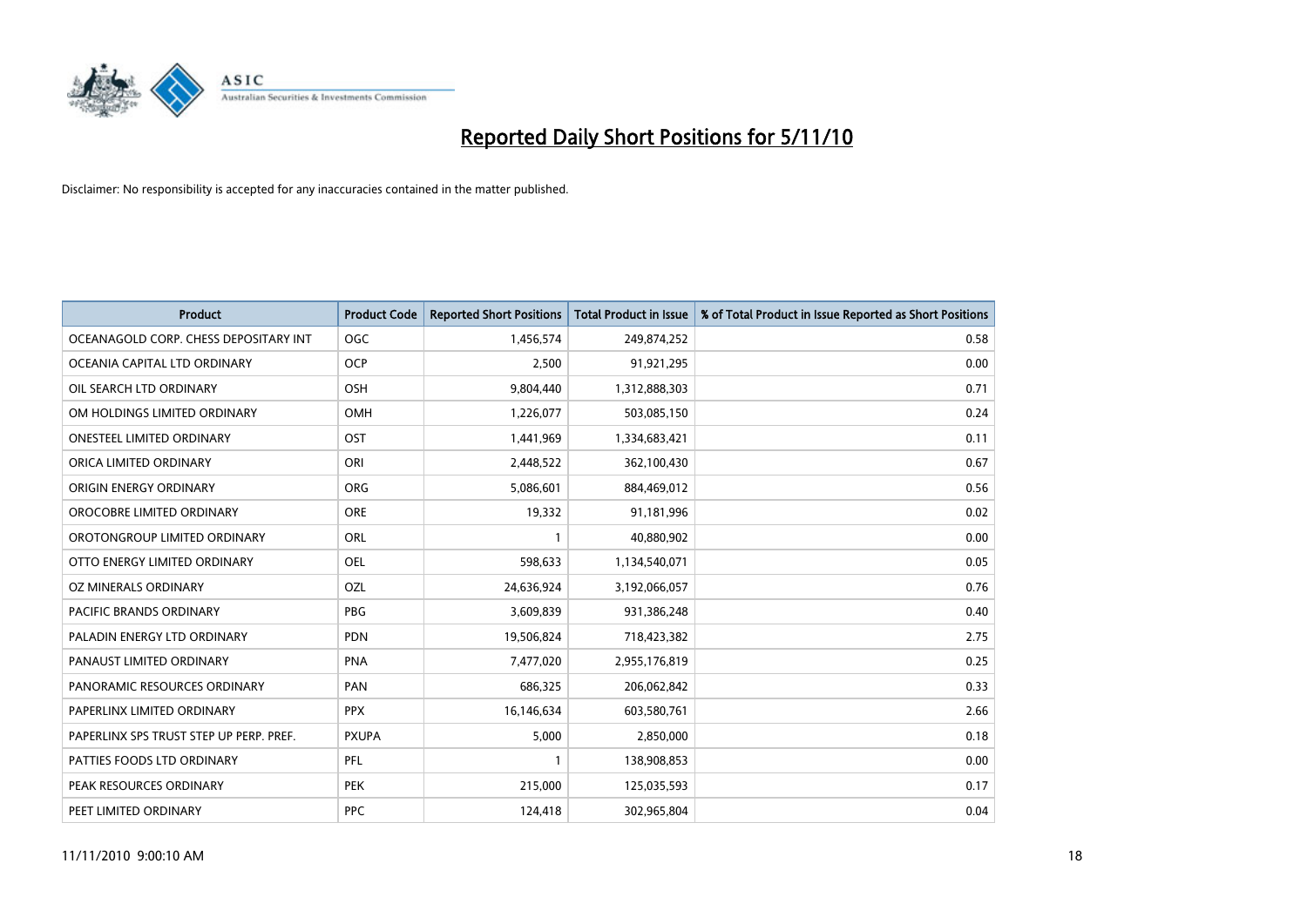# Reported Daily Short Positions for 5/11/10

Disclaimer: No responsibility is accepted for any inaccuracies contained in the matter published.

| Product | Product Code | Reported Short Positions | Total Product in Issue | % of Total Product in Issue Reported as Short Positions |
|---|---|---|---|---|
| OCEANAGOLD CORP. CHESS DEPOSITARY INT | OGC | 1,456,574 | 249,874,252 | 0.58 |
| OCEANIA CAPITAL LTD ORDINARY | OCP | 2,500 | 91,921,295 | 0.00 |
| OIL SEARCH LTD ORDINARY | OSH | 9,804,440 | 1,312,888,303 | 0.71 |
| OM HOLDINGS LIMITED ORDINARY | OMH | 1,226,077 | 503,085,150 | 0.24 |
| ONESTEEL LIMITED ORDINARY | OST | 1,441,969 | 1,334,683,421 | 0.11 |
| ORICA LIMITED ORDINARY | ORI | 2,448,522 | 362,100,430 | 0.67 |
| ORIGIN ENERGY ORDINARY | ORG | 5,086,601 | 884,469,012 | 0.56 |
| OROCOBRE LIMITED ORDINARY | ORE | 19,332 | 91,181,996 | 0.02 |
| OROTONGROUP LIMITED ORDINARY | ORL | 1 | 40,880,902 | 0.00 |
| OTTO ENERGY LIMITED ORDINARY | OEL | 598,633 | 1,134,540,071 | 0.05 |
| OZ MINERALS ORDINARY | OZL | 24,636,924 | 3,192,066,057 | 0.76 |
| PACIFIC BRANDS ORDINARY | PBG | 3,609,839 | 931,386,248 | 0.40 |
| PALADIN ENERGY LTD ORDINARY | PDN | 19,506,824 | 718,423,382 | 2.75 |
| PANAUST LIMITED ORDINARY | PNA | 7,477,020 | 2,955,176,819 | 0.25 |
| PANORAMIC RESOURCES ORDINARY | PAN | 686,325 | 206,062,842 | 0.33 |
| PAPERLINX LIMITED ORDINARY | PPX | 16,146,634 | 603,580,761 | 2.66 |
| PAPERLINX SPS TRUST STEP UP PERP. PREF. | PXUPA | 5,000 | 2,850,000 | 0.18 |
| PATTIES FOODS LTD ORDINARY | PFL | 1 | 138,908,853 | 0.00 |
| PEAK RESOURCES ORDINARY | PEK | 215,000 | 125,035,593 | 0.17 |
| PEET LIMITED ORDINARY | PPC | 124,418 | 302,965,804 | 0.04 |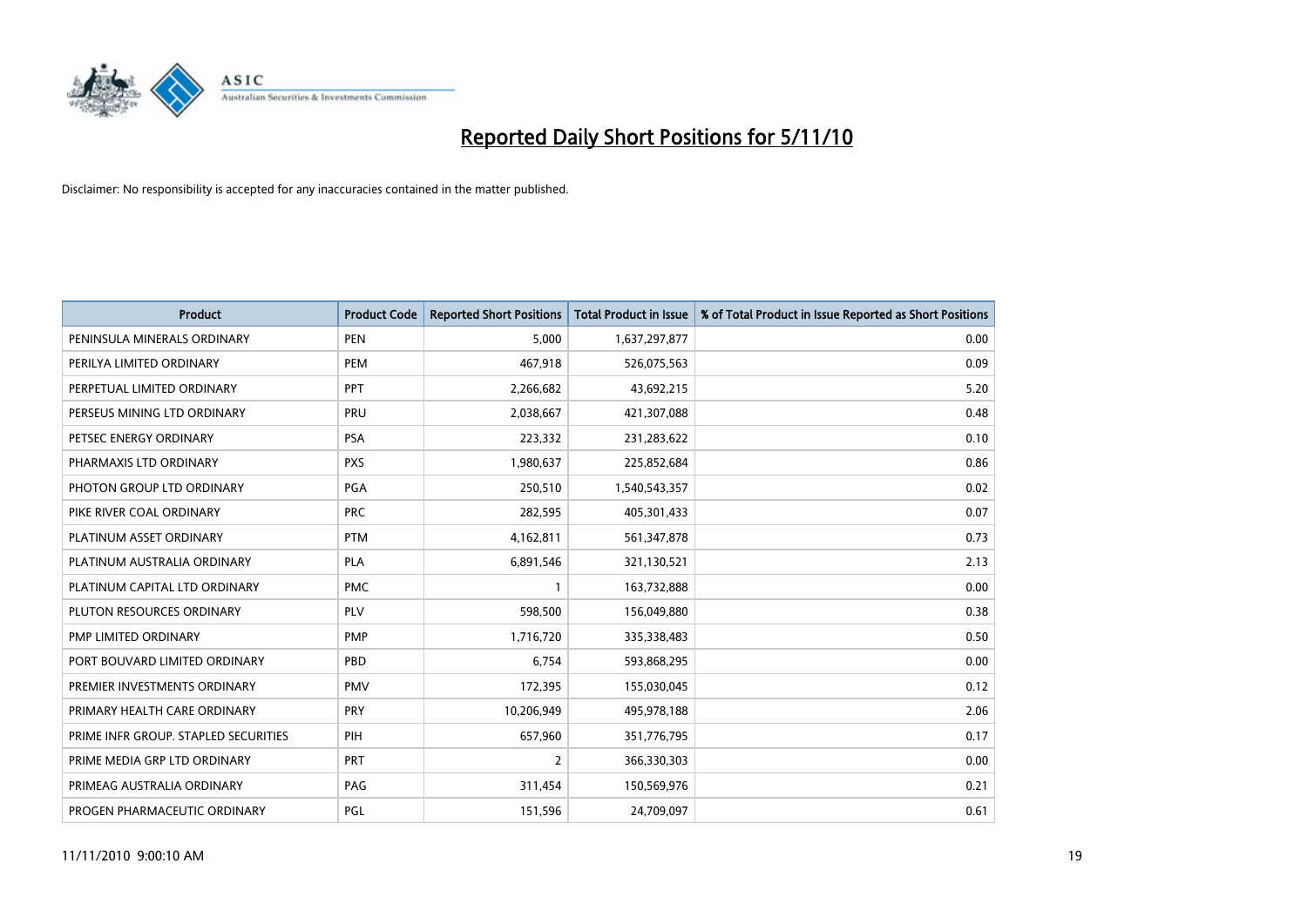# Reported Daily Short Positions for 5/11/10

Disclaimer: No responsibility is accepted for any inaccuracies contained in the matter published.

| Product | Product Code | Reported Short Positions | Total Product in Issue | % of Total Product in Issue Reported as Short Positions |
|---|---|---|---|---|
| PENINSULA MINERALS ORDINARY | PEN | 5,000 | 1,637,297,877 | 0.00 |
| PERILYA LIMITED ORDINARY | PEM | 467,918 | 526,075,563 | 0.09 |
| PERPETUAL LIMITED ORDINARY | PPT | 2,266,682 | 43,692,215 | 5.20 |
| PERSEUS MINING LTD ORDINARY | PRU | 2,038,667 | 421,307,088 | 0.48 |
| PETSEC ENERGY ORDINARY | PSA | 223,332 | 231,283,622 | 0.10 |
| PHARMAXIS LTD ORDINARY | PXS | 1,980,637 | 225,852,684 | 0.86 |
| PHOTON GROUP LTD ORDINARY | PGA | 250,510 | 1,540,543,357 | 0.02 |
| PIKE RIVER COAL ORDINARY | PRC | 282,595 | 405,301,433 | 0.07 |
| PLATINUM ASSET ORDINARY | PTM | 4,162,811 | 561,347,878 | 0.73 |
| PLATINUM AUSTRALIA ORDINARY | PLA | 6,891,546 | 321,130,521 | 2.13 |
| PLATINUM CAPITAL LTD ORDINARY | PMC | 1 | 163,732,888 | 0.00 |
| PLUTON RESOURCES ORDINARY | PLV | 598,500 | 156,049,880 | 0.38 |
| PMP LIMITED ORDINARY | PMP | 1,716,720 | 335,338,483 | 0.50 |
| PORT BOUVARD LIMITED ORDINARY | PBD | 6,754 | 593,868,295 | 0.00 |
| PREMIER INVESTMENTS ORDINARY | PMV | 172,395 | 155,030,045 | 0.12 |
| PRIMARY HEALTH CARE ORDINARY | PRY | 10,206,949 | 495,978,188 | 2.06 |
| PRIME INFR GROUP. STAPLED SECURITIES | PIH | 657,960 | 351,776,795 | 0.17 |
| PRIME MEDIA GRP LTD ORDINARY | PRT | 2 | 366,330,303 | 0.00 |
| PRIMEAG AUSTRALIA ORDINARY | PAG | 311,454 | 150,569,976 | 0.21 |
| PROGEN PHARMACEUTIC ORDINARY | PGL | 151,596 | 24,709,097 | 0.61 |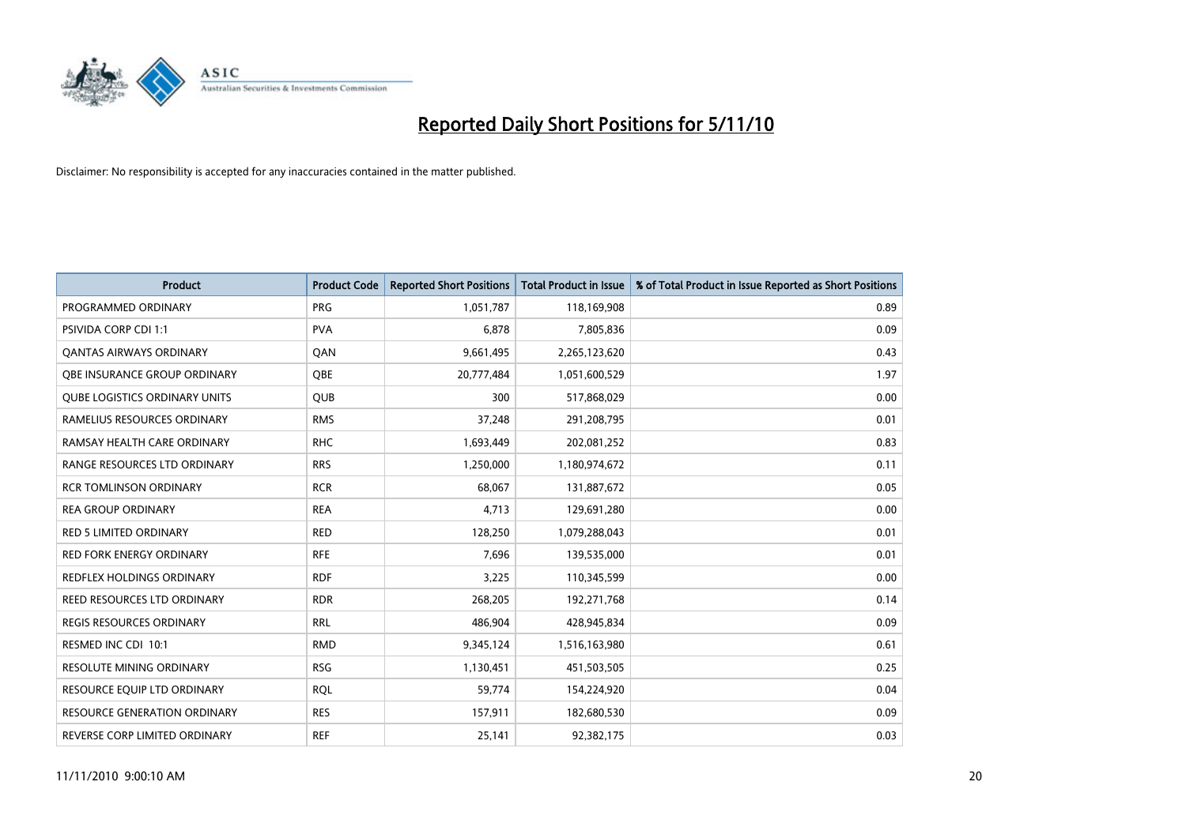# Reported Daily Short Positions for 5/11/10

Disclaimer: No responsibility is accepted for any inaccuracies contained in the matter published.

| Product | Product Code | Reported Short Positions | Total Product in Issue | % of Total Product in Issue Reported as Short Positions |
|---|---|---|---|---|
| PROGRAMMED ORDINARY | PRG | 1,051,787 | 118,169,908 | 0.89 |
| PSIVIDA CORP CDI 1:1 | PVA | 6,878 | 7,805,836 | 0.09 |
| QANTAS AIRWAYS ORDINARY | QAN | 9,661,495 | 2,265,123,620 | 0.43 |
| QBE INSURANCE GROUP ORDINARY | QBE | 20,777,484 | 1,051,600,529 | 1.97 |
| QUBE LOGISTICS ORDINARY UNITS | QUB | 300 | 517,868,029 | 0.00 |
| RAMELIUS RESOURCES ORDINARY | RMS | 37,248 | 291,208,795 | 0.01 |
| RAMSAY HEALTH CARE ORDINARY | RHC | 1,693,449 | 202,081,252 | 0.83 |
| RANGE RESOURCES LTD ORDINARY | RRS | 1,250,000 | 1,180,974,672 | 0.11 |
| RCR TOMLINSON ORDINARY | RCR | 68,067 | 131,887,672 | 0.05 |
| REA GROUP ORDINARY | REA | 4,713 | 129,691,280 | 0.00 |
| RED 5 LIMITED ORDINARY | RED | 128,250 | 1,079,288,043 | 0.01 |
| RED FORK ENERGY ORDINARY | RFE | 7,696 | 139,535,000 | 0.01 |
| REDFLEX HOLDINGS ORDINARY | RDF | 3,225 | 110,345,599 | 0.00 |
| REED RESOURCES LTD ORDINARY | RDR | 268,205 | 192,271,768 | 0.14 |
| REGIS RESOURCES ORDINARY | RRL | 486,904 | 428,945,834 | 0.09 |
| RESMED INC CDI 10:1 | RMD | 9,345,124 | 1,516,163,980 | 0.61 |
| RESOLUTE MINING ORDINARY | RSG | 1,130,451 | 451,503,505 | 0.25 |
| RESOURCE EQUIP LTD ORDINARY | RQL | 59,774 | 154,224,920 | 0.04 |
| RESOURCE GENERATION ORDINARY | RES | 157,911 | 182,680,530 | 0.09 |
| REVERSE CORP LIMITED ORDINARY | REF | 25,141 | 92,382,175 | 0.03 |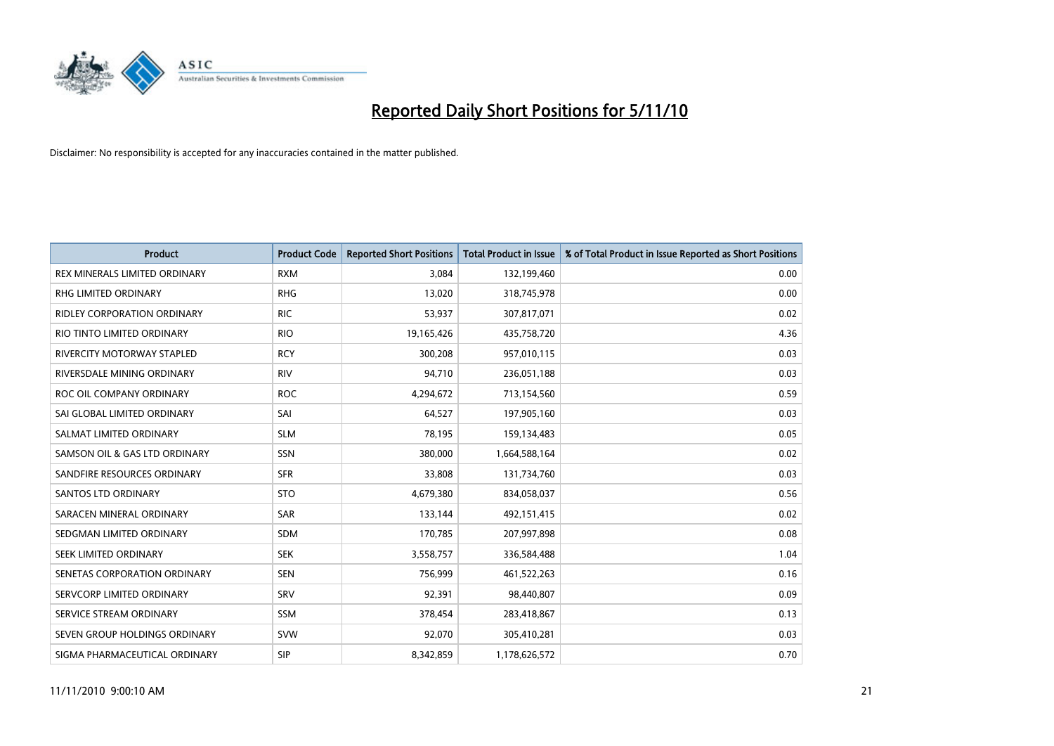# Reported Daily Short Positions for 5/11/10

Disclaimer: No responsibility is accepted for any inaccuracies contained in the matter published.

| Product | Product Code | Reported Short Positions | Total Product in Issue | % of Total Product in Issue Reported as Short Positions |
|---|---|---|---|---|
| REX MINERALS LIMITED ORDINARY | RXM | 3,084 | 132,199,460 | 0.00 |
| RHG LIMITED ORDINARY | RHG | 13,020 | 318,745,978 | 0.00 |
| RIDLEY CORPORATION ORDINARY | RIC | 53,937 | 307,817,071 | 0.02 |
| RIO TINTO LIMITED ORDINARY | RIO | 19,165,426 | 435,758,720 | 4.36 |
| RIVERCITY MOTORWAY STAPLED | RCY | 300,208 | 957,010,115 | 0.03 |
| RIVERSDALE MINING ORDINARY | RIV | 94,710 | 236,051,188 | 0.03 |
| ROC OIL COMPANY ORDINARY | ROC | 4,294,672 | 713,154,560 | 0.59 |
| SAI GLOBAL LIMITED ORDINARY | SAI | 64,527 | 197,905,160 | 0.03 |
| SALMAT LIMITED ORDINARY | SLM | 78,195 | 159,134,483 | 0.05 |
| SAMSON OIL & GAS LTD ORDINARY | SSN | 380,000 | 1,664,588,164 | 0.02 |
| SANDFIRE RESOURCES ORDINARY | SFR | 33,808 | 131,734,760 | 0.03 |
| SANTOS LTD ORDINARY | STO | 4,679,380 | 834,058,037 | 0.56 |
| SARACEN MINERAL ORDINARY | SAR | 133,144 | 492,151,415 | 0.02 |
| SEDGMAN LIMITED ORDINARY | SDM | 170,785 | 207,997,898 | 0.08 |
| SEEK LIMITED ORDINARY | SEK | 3,558,757 | 336,584,488 | 1.04 |
| SENETAS CORPORATION ORDINARY | SEN | 756,999 | 461,522,263 | 0.16 |
| SERVCORP LIMITED ORDINARY | SRV | 92,391 | 98,440,807 | 0.09 |
| SERVICE STREAM ORDINARY | SSM | 378,454 | 283,418,867 | 0.13 |
| SEVEN GROUP HOLDINGS ORDINARY | SVW | 92,070 | 305,410,281 | 0.03 |
| SIGMA PHARMACEUTICAL ORDINARY | SIP | 8,342,859 | 1,178,626,572 | 0.70 |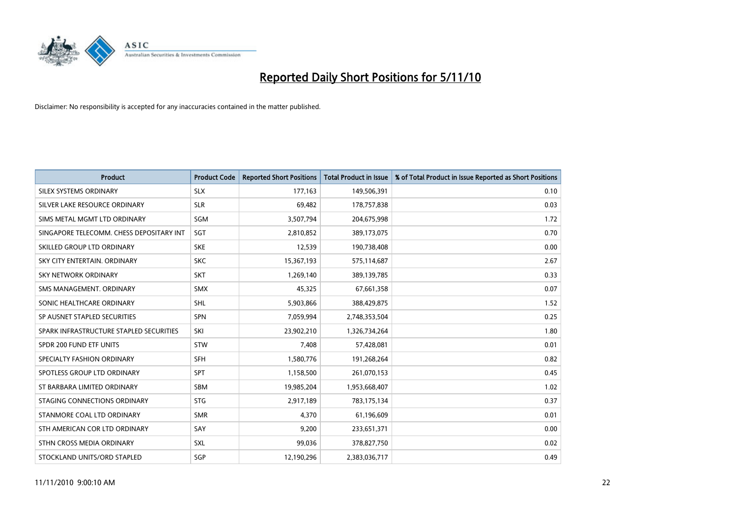# Reported Daily Short Positions for 5/11/10

Disclaimer: No responsibility is accepted for any inaccuracies contained in the matter published.

| Product | Product Code | Reported Short Positions | Total Product in Issue | % of Total Product in Issue Reported as Short Positions |
|---|---|---|---|---|
| SILEX SYSTEMS ORDINARY | SLX | 177,163 | 149,506,391 | 0.10 |
| SILVER LAKE RESOURCE ORDINARY | SLR | 69,482 | 178,757,838 | 0.03 |
| SIMS METAL MGMT LTD ORDINARY | SGM | 3,507,794 | 204,675,998 | 1.72 |
| SINGAPORE TELECOMM. CHESS DEPOSITARY INT | SGT | 2,810,852 | 389,173,075 | 0.70 |
| SKILLED GROUP LTD ORDINARY | SKE | 12,539 | 190,738,408 | 0.00 |
| SKY CITY ENTERTAIN. ORDINARY | SKC | 15,367,193 | 575,114,687 | 2.67 |
| SKY NETWORK ORDINARY | SKT | 1,269,140 | 389,139,785 | 0.33 |
| SMS MANAGEMENT. ORDINARY | SMX | 45,325 | 67,661,358 | 0.07 |
| SONIC HEALTHCARE ORDINARY | SHL | 5,903,866 | 388,429,875 | 1.52 |
| SP AUSNET STAPLED SECURITIES | SPN | 7,059,994 | 2,748,353,504 | 0.25 |
| SPARK INFRASTRUCTURE STAPLED SECURITIES | SKI | 23,902,210 | 1,326,734,264 | 1.80 |
| SPDR 200 FUND ETF UNITS | STW | 7,408 | 57,428,081 | 0.01 |
| SPECIALTY FASHION ORDINARY | SFH | 1,580,776 | 191,268,264 | 0.82 |
| SPOTLESS GROUP LTD ORDINARY | SPT | 1,158,500 | 261,070,153 | 0.45 |
| ST BARBARA LIMITED ORDINARY | SBM | 19,985,204 | 1,953,668,407 | 1.02 |
| STAGING CONNECTIONS ORDINARY | STG | 2,917,189 | 783,175,134 | 0.37 |
| STANMORE COAL LTD ORDINARY | SMR | 4,370 | 61,196,609 | 0.01 |
| STH AMERICAN COR LTD ORDINARY | SAY | 9,200 | 233,651,371 | 0.00 |
| STHN CROSS MEDIA ORDINARY | SXL | 99,036 | 378,827,750 | 0.02 |
| STOCKLAND UNITS/ORD STAPLED | SGP | 12,190,296 | 2,383,036,717 | 0.49 |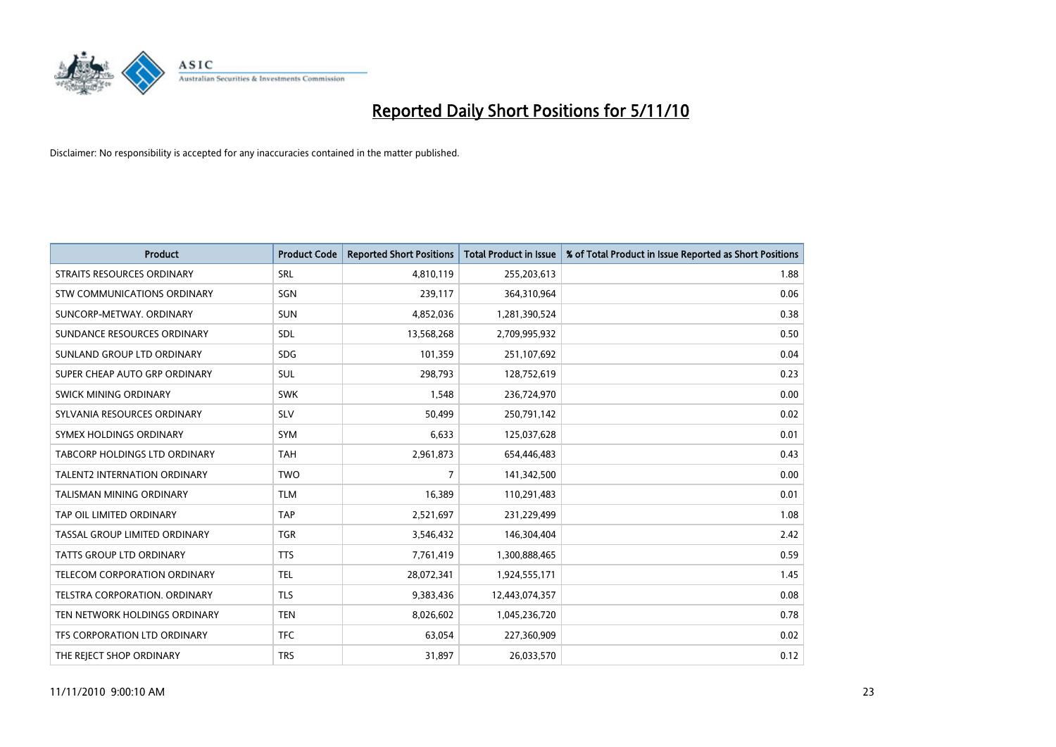# Reported Daily Short Positions for 5/11/10

Disclaimer: No responsibility is accepted for any inaccuracies contained in the matter published.

| Product | Product Code | Reported Short Positions | Total Product in Issue | % of Total Product in Issue Reported as Short Positions |
|---|---|---|---|---|
| STRAITS RESOURCES ORDINARY | SRL | 4,810,119 | 255,203,613 | 1.88 |
| STW COMMUNICATIONS ORDINARY | SGN | 239,117 | 364,310,964 | 0.06 |
| SUNCORP-METWAY. ORDINARY | SUN | 4,852,036 | 1,281,390,524 | 0.38 |
| SUNDANCE RESOURCES ORDINARY | SDL | 13,568,268 | 2,709,995,932 | 0.50 |
| SUNLAND GROUP LTD ORDINARY | SDG | 101,359 | 251,107,692 | 0.04 |
| SUPER CHEAP AUTO GRP ORDINARY | SUL | 298,793 | 128,752,619 | 0.23 |
| SWICK MINING ORDINARY | SWK | 1,548 | 236,724,970 | 0.00 |
| SYLVANIA RESOURCES ORDINARY | SLV | 50,499 | 250,791,142 | 0.02 |
| SYMEX HOLDINGS ORDINARY | SYM | 6,633 | 125,037,628 | 0.01 |
| TABCORP HOLDINGS LTD ORDINARY | TAH | 2,961,873 | 654,446,483 | 0.43 |
| TALENT2 INTERNATION ORDINARY | TWO | 7 | 141,342,500 | 0.00 |
| TALISMAN MINING ORDINARY | TLM | 16,389 | 110,291,483 | 0.01 |
| TAP OIL LIMITED ORDINARY | TAP | 2,521,697 | 231,229,499 | 1.08 |
| TASSAL GROUP LIMITED ORDINARY | TGR | 3,546,432 | 146,304,404 | 2.42 |
| TATTS GROUP LTD ORDINARY | TTS | 7,761,419 | 1,300,888,465 | 0.59 |
| TELECOM CORPORATION ORDINARY | TEL | 28,072,341 | 1,924,555,171 | 1.45 |
| TELSTRA CORPORATION. ORDINARY | TLS | 9,383,436 | 12,443,074,357 | 0.08 |
| TEN NETWORK HOLDINGS ORDINARY | TEN | 8,026,602 | 1,045,236,720 | 0.78 |
| TFS CORPORATION LTD ORDINARY | TFC | 63,054 | 227,360,909 | 0.02 |
| THE REJECT SHOP ORDINARY | TRS | 31,897 | 26,033,570 | 0.12 |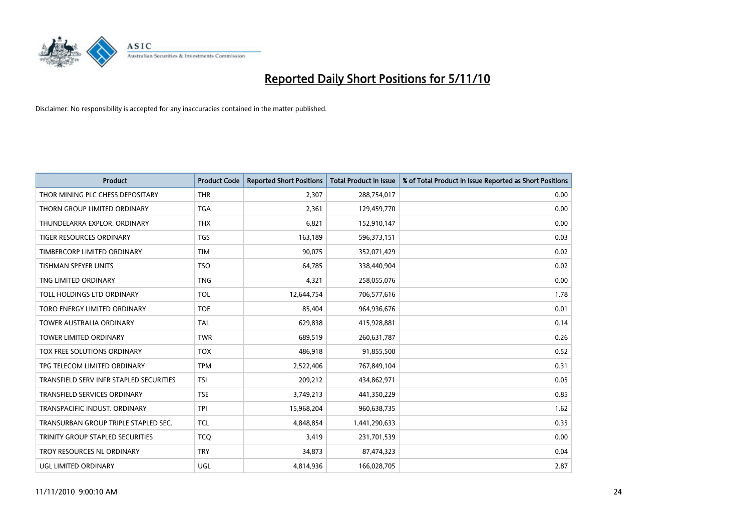# Reported Daily Short Positions for 5/11/10

Disclaimer: No responsibility is accepted for any inaccuracies contained in the matter published.

| Product | Product Code | Reported Short Positions | Total Product in Issue | % of Total Product in Issue Reported as Short Positions |
|---|---|---|---|---|
| THOR MINING PLC CHESS DEPOSITARY | THR | 2,307 | 288,754,017 | 0.00 |
| THORN GROUP LIMITED ORDINARY | TGA | 2,361 | 129,459,770 | 0.00 |
| THUNDELARRA EXPLOR. ORDINARY | THX | 6,821 | 152,910,147 | 0.00 |
| TIGER RESOURCES ORDINARY | TGS | 163,189 | 596,373,151 | 0.03 |
| TIMBERCORP LIMITED ORDINARY | TIM | 90,075 | 352,071,429 | 0.02 |
| TISHMAN SPEYER UNITS | TSO | 64,785 | 338,440,904 | 0.02 |
| TNG LIMITED ORDINARY | TNG | 4,321 | 258,055,076 | 0.00 |
| TOLL HOLDINGS LTD ORDINARY | TOL | 12,644,754 | 706,577,616 | 1.78 |
| TORO ENERGY LIMITED ORDINARY | TOE | 85,404 | 964,936,676 | 0.01 |
| TOWER AUSTRALIA ORDINARY | TAL | 629,838 | 415,928,881 | 0.14 |
| TOWER LIMITED ORDINARY | TWR | 689,519 | 260,631,787 | 0.26 |
| TOX FREE SOLUTIONS ORDINARY | TOX | 486,918 | 91,855,500 | 0.52 |
| TPG TELECOM LIMITED ORDINARY | TPM | 2,522,406 | 767,849,104 | 0.31 |
| TRANSFIELD SERV INFR STAPLED SECURITIES | TSI | 209,212 | 434,862,971 | 0.05 |
| TRANSFIELD SERVICES ORDINARY | TSE | 3,749,213 | 441,350,229 | 0.85 |
| TRANSPACIFIC INDUST. ORDINARY | TPI | 15,968,204 | 960,638,735 | 1.62 |
| TRANSURBAN GROUP TRIPLE STAPLED SEC. | TCL | 4,848,854 | 1,441,290,633 | 0.35 |
| TRINITY GROUP STAPLED SECURITIES | TCQ | 3,419 | 231,701,539 | 0.00 |
| TROY RESOURCES NL ORDINARY | TRY | 34,873 | 87,474,323 | 0.04 |
| UGL LIMITED ORDINARY | UGL | 4,814,936 | 166,028,705 | 2.87 |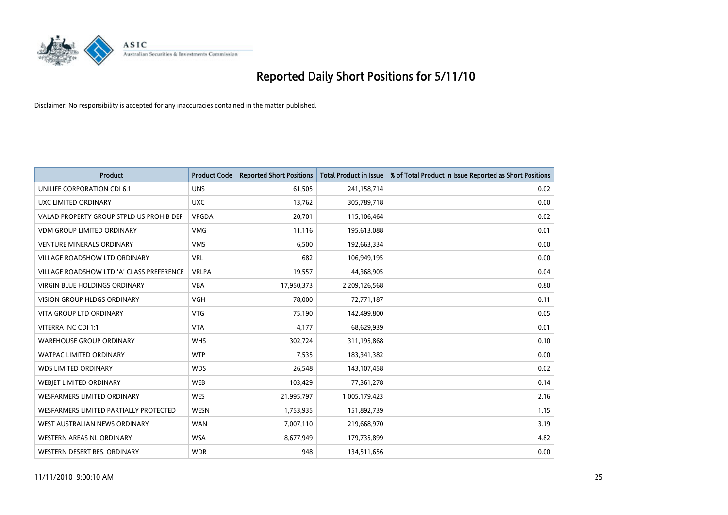# Reported Daily Short Positions for 5/11/10

Disclaimer: No responsibility is accepted for any inaccuracies contained in the matter published.

| Product | Product Code | Reported Short Positions | Total Product in Issue | % of Total Product in Issue Reported as Short Positions |
|---|---|---|---|---|
| UNILIFE CORPORATION CDI 6:1 | UNS | 61,505 | 241,158,714 | 0.02 |
| UXC LIMITED ORDINARY | UXC | 13,762 | 305,789,718 | 0.00 |
| VALAD PROPERTY GROUP STPLD US PROHIB DEF | VPGDA | 20,701 | 115,106,464 | 0.02 |
| VDM GROUP LIMITED ORDINARY | VMG | 11,116 | 195,613,088 | 0.01 |
| VENTURE MINERALS ORDINARY | VMS | 6,500 | 192,663,334 | 0.00 |
| VILLAGE ROADSHOW LTD ORDINARY | VRL | 682 | 106,949,195 | 0.00 |
| VILLAGE ROADSHOW LTD 'A' CLASS PREFERENCE | VRLPA | 19,557 | 44,368,905 | 0.04 |
| VIRGIN BLUE HOLDINGS ORDINARY | VBA | 17,950,373 | 2,209,126,568 | 0.80 |
| VISION GROUP HLDGS ORDINARY | VGH | 78,000 | 72,771,187 | 0.11 |
| VITA GROUP LTD ORDINARY | VTG | 75,190 | 142,499,800 | 0.05 |
| VITERRA INC CDI 1:1 | VTA | 4,177 | 68,629,939 | 0.01 |
| WAREHOUSE GROUP ORDINARY | WHS | 302,724 | 311,195,868 | 0.10 |
| WATPAC LIMITED ORDINARY | WTP | 7,535 | 183,341,382 | 0.00 |
| WDS LIMITED ORDINARY | WDS | 26,548 | 143,107,458 | 0.02 |
| WEBJET LIMITED ORDINARY | WEB | 103,429 | 77,361,278 | 0.14 |
| WESFARMERS LIMITED ORDINARY | WES | 21,995,797 | 1,005,179,423 | 2.16 |
| WESFARMERS LIMITED PARTIALLY PROTECTED | WESN | 1,753,935 | 151,892,739 | 1.15 |
| WEST AUSTRALIAN NEWS ORDINARY | WAN | 7,007,110 | 219,668,970 | 3.19 |
| WESTERN AREAS NL ORDINARY | WSA | 8,677,949 | 179,735,899 | 4.82 |
| WESTERN DESERT RES. ORDINARY | WDR | 948 | 134,511,656 | 0.00 |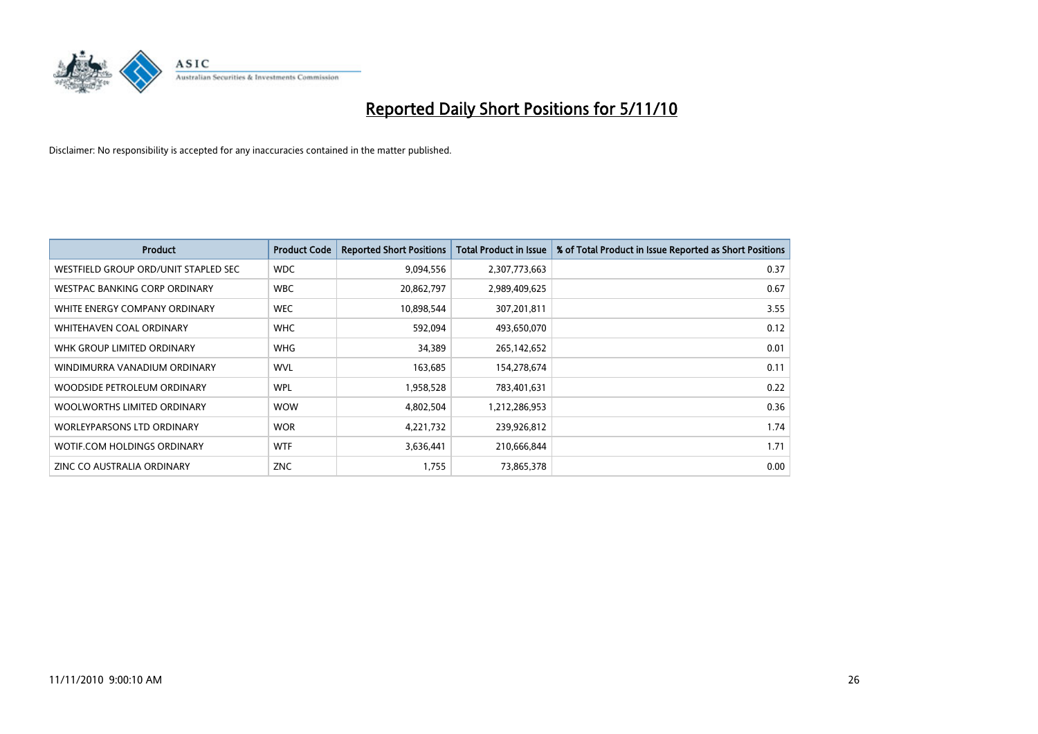# Reported Daily Short Positions for 5/11/10

Disclaimer: No responsibility is accepted for any inaccuracies contained in the matter published.

| Product | Product Code | Reported Short Positions | Total Product in Issue | % of Total Product in Issue Reported as Short Positions |
|---|---|---|---|---|
| WESTFIELD GROUP ORD/UNIT STAPLED SEC | WDC | 9,094,556 | 2,307,773,663 | 0.37 |
| WESTPAC BANKING CORP ORDINARY | WBC | 20,862,797 | 2,989,409,625 | 0.67 |
| WHITE ENERGY COMPANY ORDINARY | WEC | 10,898,544 | 307,201,811 | 3.55 |
| WHITEHAVEN COAL ORDINARY | WHC | 592,094 | 493,650,070 | 0.12 |
| WHK GROUP LIMITED ORDINARY | WHG | 34,389 | 265,142,652 | 0.01 |
| WINDIMURRA VANADIUM ORDINARY | WVL | 163,685 | 154,278,674 | 0.11 |
| WOODSIDE PETROLEUM ORDINARY | WPL | 1,958,528 | 783,401,631 | 0.22 |
| WOOLWORTHS LIMITED ORDINARY | WOW | 4,802,504 | 1,212,286,953 | 0.36 |
| WORLEYPARSONS LTD ORDINARY | WOR | 4,221,732 | 239,926,812 | 1.74 |
| WOTIF.COM HOLDINGS ORDINARY | WTF | 3,636,441 | 210,666,844 | 1.71 |
| ZINC CO AUSTRALIA ORDINARY | ZNC | 1,755 | 73,865,378 | 0.00 |

11/11/2010 9:00:10 AM